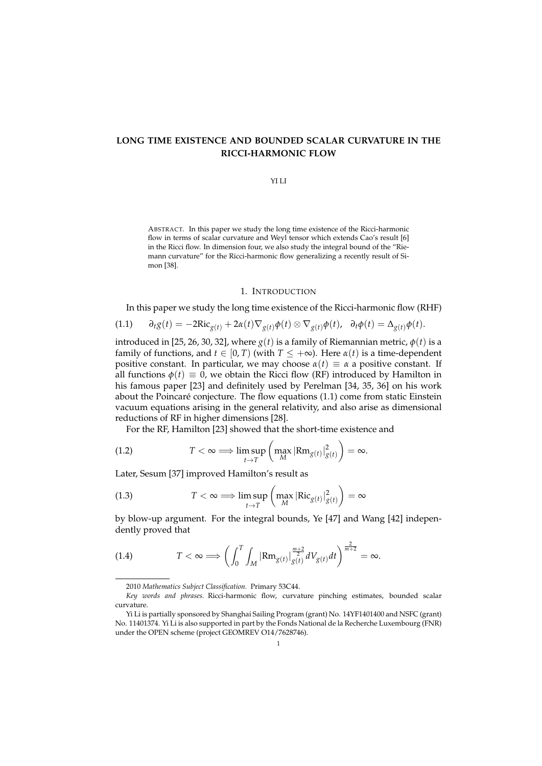# LONG TIME EXISTENCE AND BOUNDED SCALAR CURVATURE IN THE RICCI-HARMONIC FLOW

YI LI

ABSTRACT. In this paper we study the long time existence of the Ricci-harmonic flow in terms of scalar curvature and Weyl tensor which extends Cao's result [6] in the Ricci flow. In dimension four, we also study the integral bound of the "Riemann curvature" for the Ricci-harmonic flow generalizing a recently result of Simon [38].

## 1. INTRODUCTION

In this paper we study the long time existence of the Ricci-harmonic flow (RHF)

$$\partial_t g(t) = -2\mathrm{Ric}_{g(t)} + 2\alpha(t)\nabla_{g(t)}\phi(t) \otimes \nabla_{g(t)}\phi(t), \quad \partial_t \phi(t) = \Delta_{g(t)}\phi(t). \tag{1.1}$$

introduced in [25, 26, 30, 32], where $g(t)$ is a family of Riemannian metric, $\phi(t)$ is a family of functions, and $t \in [0, T)$ (with $T \leq +\infty$). Here $\alpha(t)$ is a time-dependent positive constant. In particular, we may choose $\alpha(t) \equiv \alpha$ a positive constant. If all functions $\phi(t) \equiv 0$, we obtain the Ricci flow (RF) introduced by Hamilton in his famous paper [23] and definitely used by Perelman [34, 35, 36] on his work about the Poincaré conjecture. The flow equations (1.1) come from static Einstein vacuum equations arising in the general relativity, and also arise as dimensional reductions of RF in higher dimensions [28].

For the RF, Hamilton [23] showed that the short-time existence and

$$T < \infty \Longrightarrow \limsup_{t \to T} \left( \max_M |\mathrm{Rm}_{g(t)}|^2_{g(t)} \right) = \infty. \tag{1.2}$$

Later, Sesum [37] improved Hamilton's result as

$$T < \infty \Longrightarrow \limsup_{t \to T} \left( \max_M |\mathrm{Ric}_{g(t)}|^2_{g(t)} \right) = \infty \tag{1.3}$$

by blow-up argument. For the integral bounds, Ye [47] and Wang [42] independently proved that

$$T < \infty \Longrightarrow \left( \int_0^T \int_M |\mathrm{Rm}_{g(t)}|^{\frac{m+2}{2}}_{g(t)} dV_{g(t)} dt \right)^{\frac{2}{m+2}} = \infty. \tag{1.4}$$

---

2010 *Mathematics Subject Classification.* Primary 53C44.

*Key words and phrases.* Ricci-harmonic flow, curvature pinching estimates, bounded scalar curvature.

Yi Li is partially sponsored by Shanghai Sailing Program (grant) No. 14YF1401400 and NSFC (grant) No. 11401374. Yi Li is also supported in part by the Fonds National de la Recherche Luxembourg (FNR) under the OPEN scheme (project GEOMREV O14/7628746).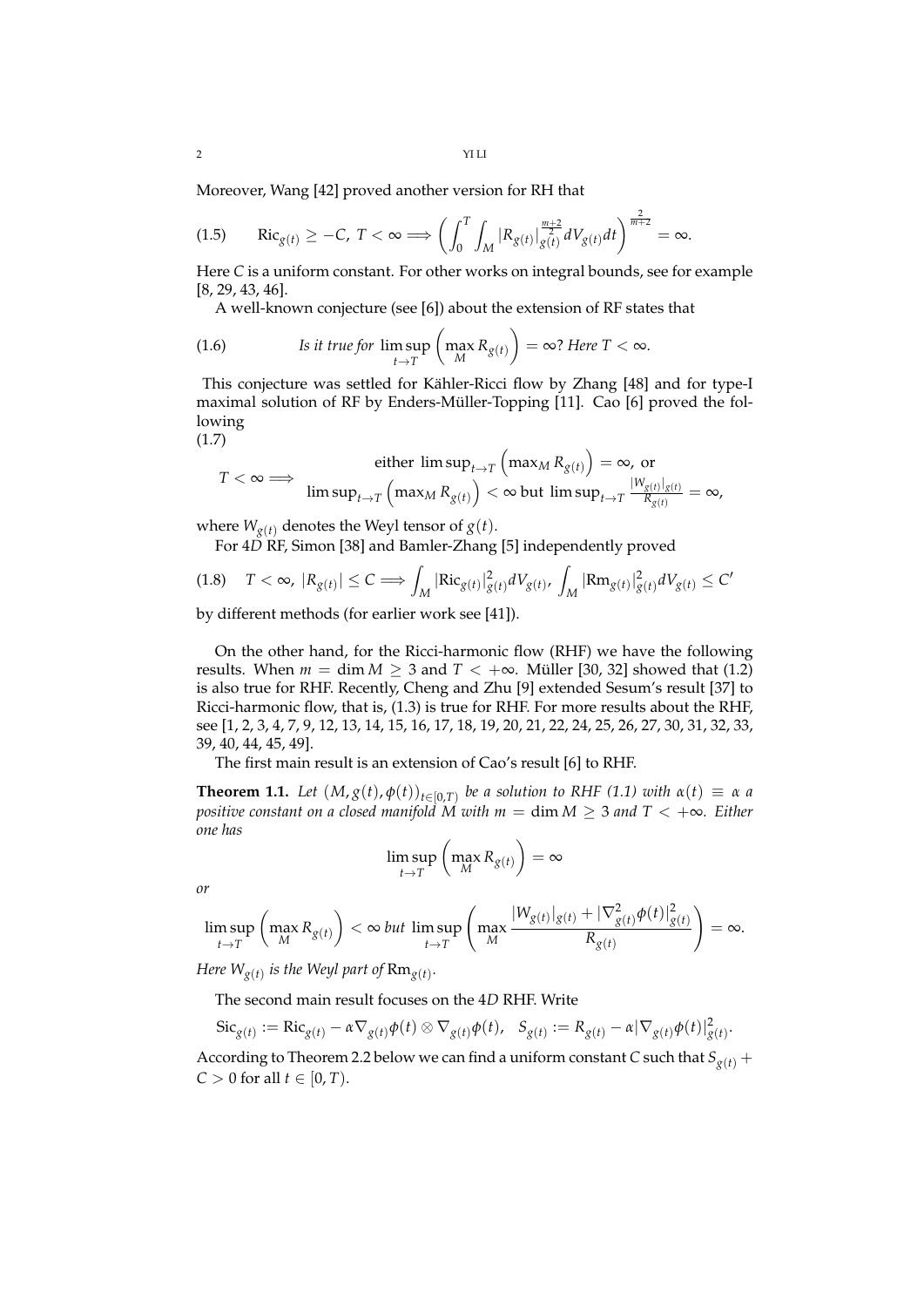Moreover, Wang [42] proved another version for RH that

$$\text{Ric}_{g(t)} \geq -C,\ T < \infty \Longrightarrow \left( \int_0^T \int_M |R_{g(t)}|_{g(t)}^{\frac{m+2}{2}} dV_{g(t)} dt \right)^{\frac{2}{m+2}} = \infty. \tag{1.5}$$

Here $C$ is a uniform constant. For other works on integral bounds, see for example [8, 29, 43, 46].

A well-known conjecture (see [6]) about the extension of RF states that

$$\textit{Is it true for } \limsup_{t \to T} \left( \max_M R_{g(t)} \right) = \infty? \textit{ Here } T < \infty. \tag{1.6}$$

This conjecture was settled for Kähler-Ricci flow by Zhang [48] and for type-I maximal solution of RF by Enders-Müller-Topping [11]. Cao [6] proved the following

$$T < \infty \Longrightarrow \begin{array}{c} \text{either } \limsup_{t \to T} \left( \max_M R_{g(t)} \right) = \infty, \text{ or} \\ \limsup_{t \to T} \left( \max_M R_{g(t)} \right) < \infty \text{ but } \limsup_{t \to T} \frac{|W_{g(t)}|_{g(t)}}{R_{g(t)}} = \infty, \end{array} \tag{1.7}$$

where $W_{g(t)}$ denotes the Weyl tensor of $g(t)$.

For $4D$ RF, Simon [38] and Bamler-Zhang [5] independently proved

$$T < \infty,\ |R_{g(t)}| \leq C \Longrightarrow \int_M |\text{Ric}_{g(t)}|_{g(t)}^2 dV_{g(t)},\ \int_M |\text{Rm}_{g(t)}|_{g(t)}^2 dV_{g(t)} \leq C' \tag{1.8}$$

by different methods (for earlier work see [41]).

On the other hand, for the Ricci-harmonic flow (RHF) we have the following results. When $m = \dim M \geq 3$ and $T < +\infty$. Müller [30, 32] showed that (1.2) is also true for RHF. Recently, Cheng and Zhu [9] extended Sesum's result [37] to Ricci-harmonic flow, that is, (1.3) is true for RHF. For more results about the RHF, see [1, 2, 3, 4, 7, 9, 12, 13, 14, 15, 16, 17, 18, 19, 20, 21, 22, 24, 25, 26, 27, 30, 31, 32, 33, 39, 40, 44, 45, 49].

The first main result is an extension of Cao's result [6] to RHF.

**Theorem 1.1.** *Let $(M, g(t), \phi(t))_{t \in [0,T)}$ be a solution to RHF (1.1) with $\alpha(t) \equiv \alpha$ a positive constant on a closed manifold $M$ with $m = \dim M \geq 3$ and $T < +\infty$. Either one has*

$$\limsup_{t \to T} \left( \max_M R_{g(t)} \right) = \infty$$

*or*

$$\limsup_{t \to T} \left( \max_M R_{g(t)} \right) < \infty \textit{ but } \limsup_{t \to T} \left( \max_M \frac{|W_{g(t)}|_{g(t)} + |\nabla^2_{g(t)} \phi(t)|^2_{g(t)}}{R_{g(t)}} \right) = \infty.$$

*Here $W_{g(t)}$ is the Weyl part of $\text{Rm}_{g(t)}$.*

The second main result focuses on the $4D$ RHF. Write

$$\text{Sic}_{g(t)} := \text{Ric}_{g(t)} - \alpha \nabla_{g(t)} \phi(t) \otimes \nabla_{g(t)} \phi(t), \quad S_{g(t)} := R_{g(t)} - \alpha |\nabla_{g(t)} \phi(t)|^2_{g(t)}.$$

According to Theorem 2.2 below we can find a uniform constant $C$ such that $S_{g(t)} + C > 0$ for all $t \in [0, T)$.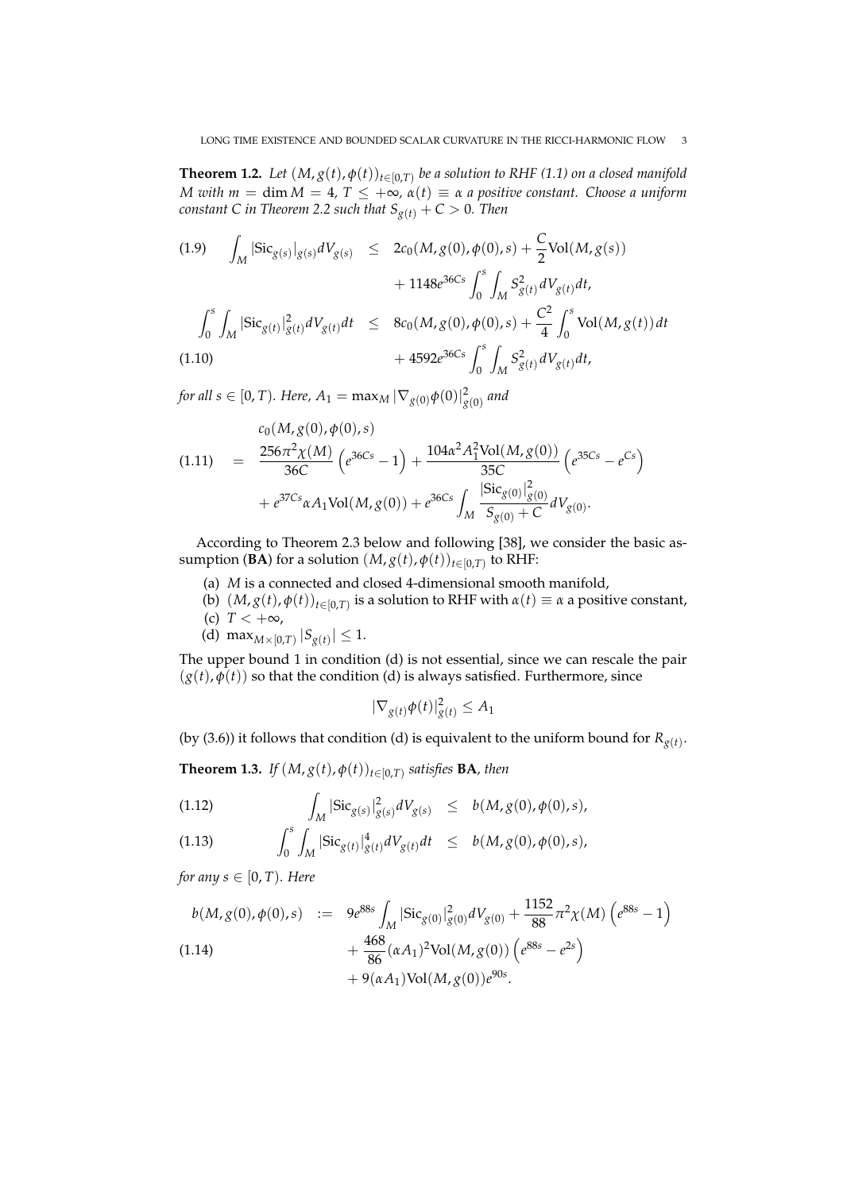**Theorem 1.2.** *Let $(M, g(t), \phi(t))_{t\in[0,T)}$ be a solution to RHF (1.1) on a closed manifold $M$ with $m = \dim M = 4$, $T \leq +\infty$, $\alpha(t) \equiv \alpha$ a positive constant. Choose a uniform constant $C$ in Theorem 2.2 such that $S_{g(t)} + C > 0$. Then*

$$
\begin{aligned}
\int_M |\mathrm{Sic}_{g(s)}|_{g(s)} dV_{g(s)} &\leq 2c_0(M, g(0), \phi(0), s) + \frac{C}{2}\mathrm{Vol}(M, g(s)) \\
&\quad + 1148 e^{36Cs} \int_0^s \int_M S^2_{g(t)} dV_{g(t)} dt, \qquad (1.9)\\
\int_0^s \int_M |\mathrm{Sic}_{g(t)}|^2_{g(t)} dV_{g(t)} dt &\leq 8c_0(M, g(0), \phi(0), s) + \frac{C^2}{4}\int_0^s \mathrm{Vol}(M, g(t))\, dt \\
&\quad + 4592 e^{36Cs} \int_0^s \int_M S^2_{g(t)} dV_{g(t)} dt, \qquad (1.10)
\end{aligned}
$$

*for all $s \in [0, T)$. Here, $A_1 = \max_M |\nabla_{g(0)}\phi(0)|^2_{g(0)}$ and*

$$
\begin{aligned}
& c_0(M, g(0), \phi(0), s) \\
= \;& \frac{256\pi^2\chi(M)}{36C}\left(e^{36Cs} - 1\right) + \frac{104\alpha^2 A_1^2 \mathrm{Vol}(M, g(0))}{35C}\left(e^{35Cs} - e^{Cs}\right) \qquad (1.11)\\
& + e^{37Cs}\alpha A_1 \mathrm{Vol}(M, g(0)) + e^{36Cs}\int_M \frac{|\mathrm{Sic}_{g(0)}|^2_{g(0)}}{S_{g(0)} + C} dV_{g(0)}.
\end{aligned}
$$

According to Theorem 2.3 below and following [38], we consider the basic assumption (**BA**) for a solution $(M, g(t), \phi(t))_{t\in[0,T)}$ to RHF:

(a) $M$ is a connected and closed 4-dimensional smooth manifold,
(b) $(M, g(t), \phi(t))_{t\in[0,T)}$ is a solution to RHF with $\alpha(t) \equiv \alpha$ a positive constant,
(c) $T < +\infty$,
(d) $\max_{M\times[0,T)} |S_{g(t)}| \leq 1$.

The upper bound 1 in condition (d) is not essential, since we can rescale the pair $(g(t), \phi(t))$ so that the condition (d) is always satisfied. Furthermore, since

$$
|\nabla_{g(t)}\phi(t)|^2_{g(t)} \leq A_1
$$

(by (3.6)) it follows that condition (d) is equivalent to the uniform bound for $R_{g(t)}$.

**Theorem 1.3.** *If $(M, g(t), \phi(t))_{t\in[0,T)}$ satisfies* **BA**, *then*

$$
\int_M |\mathrm{Sic}_{g(s)}|^2_{g(s)} dV_{g(s)} \leq b(M, g(0), \phi(0), s), \qquad (1.12)
$$

$$
\int_0^s \int_M |\mathrm{Sic}_{g(t)}|^4_{g(t)} dV_{g(t)} dt \leq b(M, g(0), \phi(0), s), \qquad (1.13)
$$

*for any $s \in [0, T)$. Here*

$$
\begin{aligned}
b(M, g(0), \phi(0), s) \; := \;& 9e^{88s}\int_M |\mathrm{Sic}_{g(0)}|^2_{g(0)} dV_{g(0)} + \frac{1152}{88}\pi^2\chi(M)\left(e^{88s} - 1\right) \\
& + \frac{468}{86}(\alpha A_1)^2 \mathrm{Vol}(M, g(0))\left(e^{88s} - e^{2s}\right) \qquad (1.14)\\
& + 9(\alpha A_1)\mathrm{Vol}(M, g(0)) e^{90s}.
\end{aligned}
$$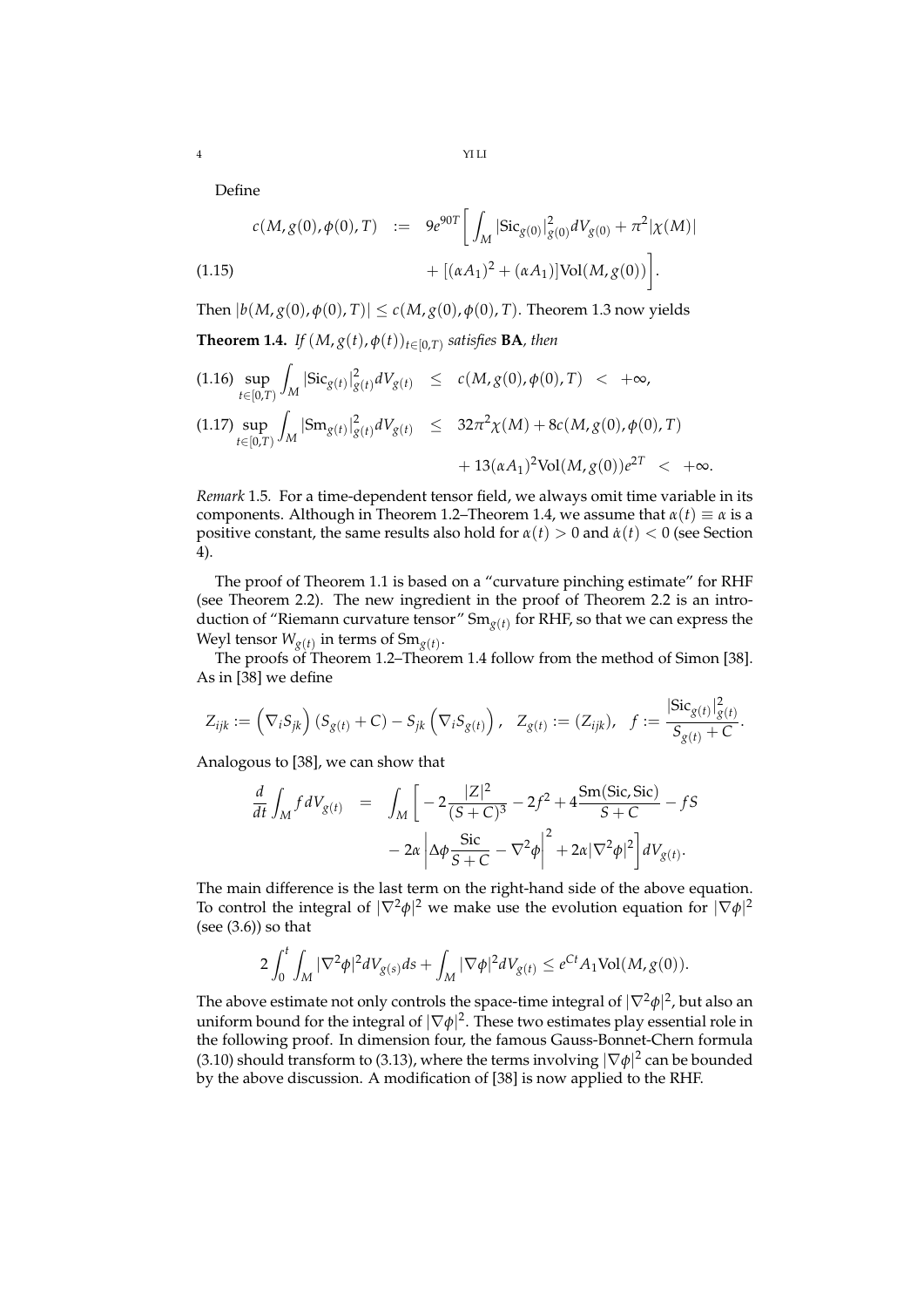Define

$$
\begin{aligned}
c(M, g(0), \phi(0), T) \quad &:= \quad 9e^{90T}\bigg[\int_M |\mathrm{Sic}_{g(0)}|^2_{g(0)} dV_{g(0)} + \pi^2|\chi(M)| \\
&\qquad + [(\alpha A_1)^2 + (\alpha A_1)]\mathrm{Vol}(M, g(0))\bigg]. \qquad (1.15)
\end{aligned}
$$

Then $|b(M, g(0), \phi(0), T)| \leq c(M, g(0), \phi(0), T)$. Theorem 1.3 now yields

**Theorem 1.4.** *If* $(M, g(t), \phi(t))_{t\in[0,T)}$ *satisfies* **BA**, *then*

$$
\sup_{t\in[0,T)} \int_M |\mathrm{Sic}_{g(t)}|^2_{g(t)} dV_{g(t)} \leq c(M, g(0), \phi(0), T) < +\infty, \tag{1.16}
$$

$$
\begin{aligned}
\sup_{t\in[0,T)} \int_M |\mathrm{Sm}_{g(t)}|^2_{g(t)} dV_{g(t)} \quad &\leq \quad 32\pi^2\chi(M) + 8c(M, g(0), \phi(0), T) \\
&\qquad + 13(\alpha A_1)^2 \mathrm{Vol}(M, g(0))e^{2T} < +\infty. \qquad (1.17)
\end{aligned}
$$

*Remark* 1.5. For a time-dependent tensor field, we always omit time variable in its components. Although in Theorem 1.2–Theorem 1.4, we assume that $\alpha(t) \equiv \alpha$ is a positive constant, the same results also hold for $\alpha(t) > 0$ and $\dot{\alpha}(t) < 0$ (see Section 4).

The proof of Theorem 1.1 is based on a "curvature pinching estimate" for RHF (see Theorem 2.2). The new ingredient in the proof of Theorem 2.2 is an introduction of "Riemann curvature tensor" $\mathrm{Sm}_{g(t)}$ for RHF, so that we can express the Weyl tensor $W_{g(t)}$ in terms of $\mathrm{Sm}_{g(t)}$.

The proofs of Theorem 1.2–Theorem 1.4 follow from the method of Simon [38]. As in [38] we define

$$
Z_{ijk} := \left(\nabla_i S_{jk}\right)(S_{g(t)} + C) - S_{jk}\left(\nabla_i S_{g(t)}\right), \quad Z_{g(t)} := (Z_{ijk}), \quad f := \frac{|\mathrm{Sic}_{g(t)}|^2_{g(t)}}{S_{g(t)} + C}.
$$

Analogous to [38], we can show that

$$
\begin{aligned}
\frac{d}{dt}\int_M f\, dV_{g(t)} \quad &= \quad \int_M \bigg[-2\frac{|Z|^2}{(S+C)^3} - 2f^2 + 4\frac{\mathrm{Sm}(\mathrm{Sic}, \mathrm{Sic})}{S+C} - fS \\
&\qquad - 2\alpha\left|\Delta\phi\frac{\mathrm{Sic}}{S+C} - \nabla^2\phi\right|^2 + 2\alpha|\nabla^2\phi|^2\bigg] dV_{g(t)}.
\end{aligned}
$$

The main difference is the last term on the right-hand side of the above equation. To control the integral of $|\nabla^2\phi|^2$ we make use the evolution equation for $|\nabla\phi|^2$ (see (3.6)) so that

$$
2\int_0^t \int_M |\nabla^2\phi|^2 dV_{g(s)} ds + \int_M |\nabla\phi|^2 dV_{g(t)} \leq e^{Ct} A_1 \mathrm{Vol}(M, g(0)).
$$

The above estimate not only controls the space-time integral of $|\nabla^2\phi|^2$, but also an uniform bound for the integral of $|\nabla\phi|^2$. These two estimates play essential role in the following proof. In dimension four, the famous Gauss-Bonnet-Chern formula (3.10) should transform to (3.13), where the terms involving $|\nabla\phi|^2$ can be bounded by the above discussion. A modification of [38] is now applied to the RHF.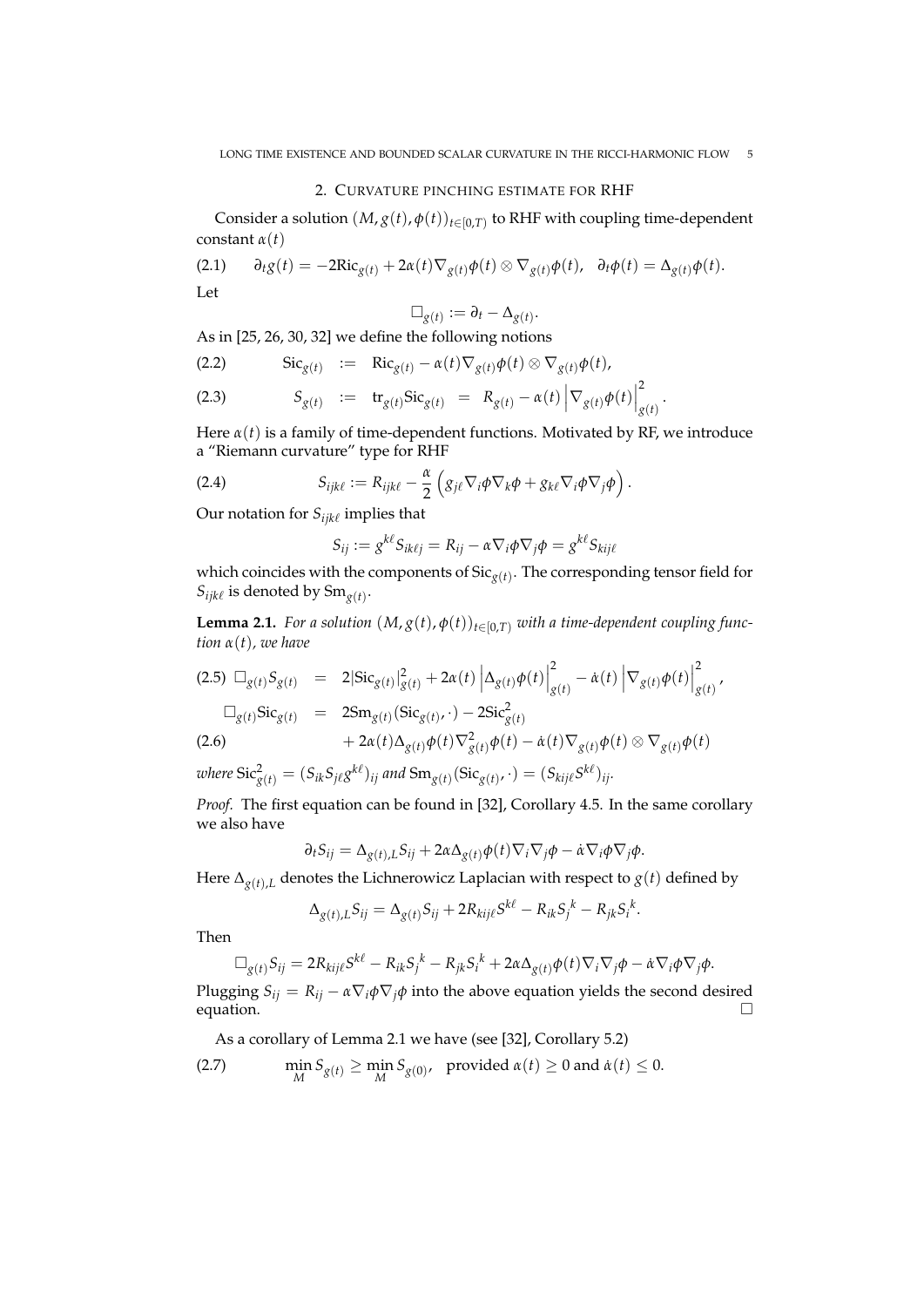## 2. Curvature pinching estimate for RHF

Consider a solution $(M, g(t), \phi(t))_{t\in[0,T)}$ to RHF with coupling time-dependent constant $\alpha(t)$

$$\partial_t g(t) = -2\mathrm{Ric}_{g(t)} + 2\alpha(t)\nabla_{g(t)}\phi(t) \otimes \nabla_{g(t)}\phi(t), \quad \partial_t \phi(t) = \Delta_{g(t)}\phi(t). \tag{2.1}$$

Let

$$\Box_{g(t)} := \partial_t - \Delta_{g(t)}.$$

As in [25, 26, 30, 32] we define the following notions

$$\mathrm{Sic}_{g(t)} \ := \ \mathrm{Ric}_{g(t)} - \alpha(t)\nabla_{g(t)}\phi(t) \otimes \nabla_{g(t)}\phi(t), \tag{2.2}$$

$$S_{g(t)} \ := \ \mathrm{tr}_{g(t)}\mathrm{Sic}_{g(t)} \ = \ R_{g(t)} - \alpha(t)\left|\nabla_{g(t)}\phi(t)\right|^2_{g(t)}. \tag{2.3}$$

Here $\alpha(t)$ is a family of time-dependent functions. Motivated by RF, we introduce a "Riemann curvature" type for RHF

$$S_{ijk\ell} := R_{ijk\ell} - \frac{\alpha}{2}\left(g_{j\ell}\nabla_i\phi\nabla_k\phi + g_{k\ell}\nabla_i\phi\nabla_j\phi\right). \tag{2.4}$$

Our notation for $S_{ijk\ell}$ implies that

$$S_{ij} := g^{k\ell}S_{ik\ell j} = R_{ij} - \alpha\nabla_i\phi\nabla_j\phi = g^{k\ell}S_{kij\ell}$$

which coincides with the components of $\mathrm{Sic}_{g(t)}$. The corresponding tensor field for $S_{ijk\ell}$ is denoted by $\mathrm{Sm}_{g(t)}$.

**Lemma 2.1.** *For a solution $(M, g(t), \phi(t))_{t\in[0,T)}$ with a time-dependent coupling function $\alpha(t)$, we have*

$$\Box_{g(t)}S_{g(t)} \ = \ 2|\mathrm{Sic}_{g(t)}|^2_{g(t)} + 2\alpha(t)\left|\Delta_{g(t)}\phi(t)\right|^2_{g(t)} - \dot{\alpha}(t)\left|\nabla_{g(t)}\phi(t)\right|^2_{g(t)}, \tag{2.5}$$

$$\begin{aligned}\Box_{g(t)}\mathrm{Sic}_{g(t)} \ &= \ 2\mathrm{Sm}_{g(t)}(\mathrm{Sic}_{g(t)}, \cdot) - 2\mathrm{Sic}^2_{g(t)} \\ &\quad + 2\alpha(t)\Delta_{g(t)}\phi(t)\nabla^2_{g(t)}\phi(t) - \dot{\alpha}(t)\nabla_{g(t)}\phi(t) \otimes \nabla_{g(t)}\phi(t)\end{aligned} \tag{2.6}$$

*where* $\mathrm{Sic}^2_{g(t)} = (S_{ik}S_{j\ell}g^{k\ell})_{ij}$ *and* $\mathrm{Sm}_{g(t)}(\mathrm{Sic}_{g(t)}, \cdot) = (S_{kij\ell}S^{k\ell})_{ij}$.

*Proof.* The first equation can be found in [32], Corollary 4.5. In the same corollary we also have

$$\partial_t S_{ij} = \Delta_{g(t),L}S_{ij} + 2\alpha\Delta_{g(t)}\phi(t)\nabla_i\nabla_j\phi - \dot{\alpha}\nabla_i\phi\nabla_j\phi.$$

Here $\Delta_{g(t),L}$ denotes the Lichnerowicz Laplacian with respect to $g(t)$ defined by

$$\Delta_{g(t),L}S_{ij} = \Delta_{g(t)}S_{ij} + 2R_{kij\ell}S^{k\ell} - R_{ik}S_j{}^k - R_{jk}S_i{}^k.$$

Then

$$\Box_{g(t)}S_{ij} = 2R_{kij\ell}S^{k\ell} - R_{ik}S_j{}^k - R_{jk}S_i{}^k + 2\alpha\Delta_{g(t)}\phi(t)\nabla_i\nabla_j\phi - \dot{\alpha}\nabla_i\phi\nabla_j\phi.$$

Plugging $S_{ij} = R_{ij} - \alpha\nabla_i\phi\nabla_j\phi$ into the above equation yields the second desired equation. $\Box$

As a corollary of Lemma 2.1 we have (see [32], Corollary 5.2)

$$\min_M S_{g(t)} \geq \min_M S_{g(0)}, \quad \text{provided } \alpha(t) \geq 0 \text{ and } \dot{\alpha}(t) \leq 0. \tag{2.7}$$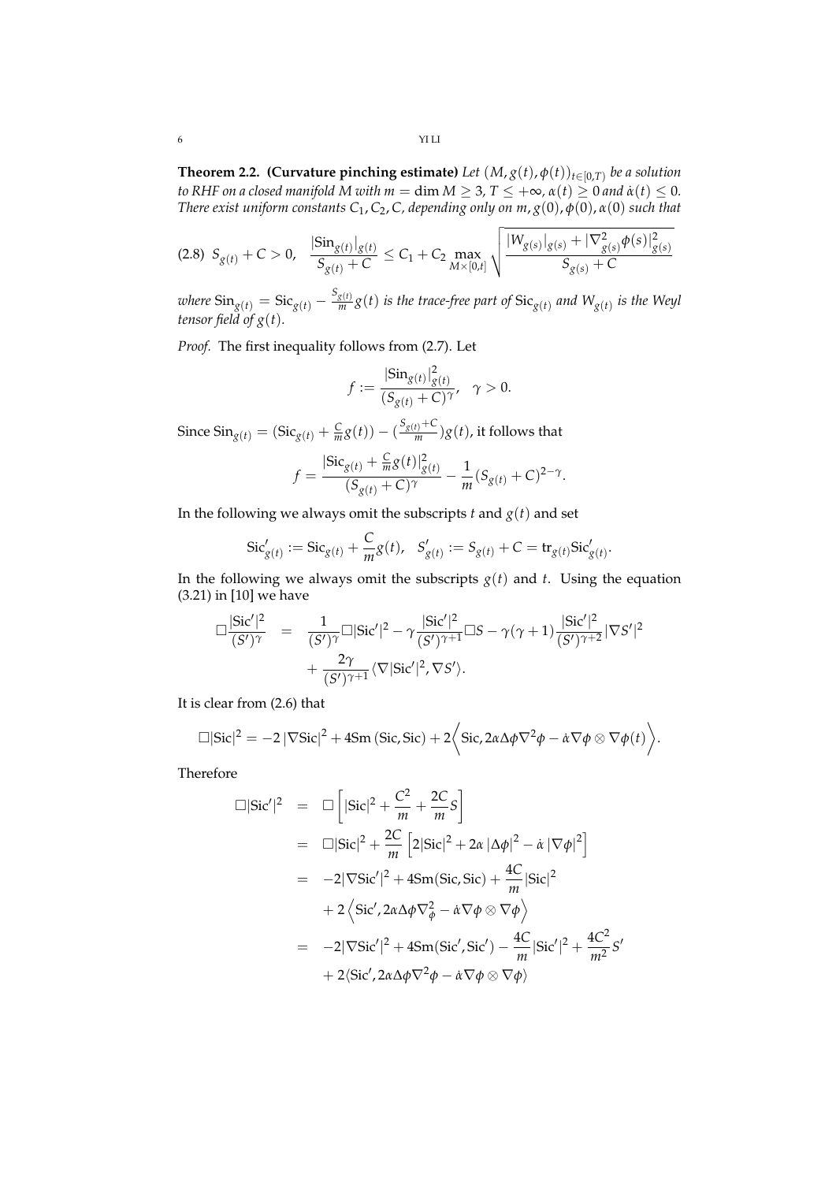**Theorem 2.2. (Curvature pinching estimate)** *Let $(M, g(t), \phi(t))_{t\in[0,T)}$ be a solution to RHF on a closed manifold $M$ with $m = \dim M \geq 3$, $T \leq +\infty$, $\alpha(t) \geq 0$ and $\dot{\alpha}(t) \leq 0$. There exist uniform constants $C_1, C_2, C$, depending only on $m, g(0), \phi(0), \alpha(0)$ such that*

$$(2.8)\ \ S_{g(t)} + C > 0, \quad \frac{|\mathrm{Sin}_{g(t)}|_{g(t)}}{S_{g(t)} + C} \leq C_1 + C_2 \max_{M\times[0,t]} \sqrt{\frac{|W_{g(s)}|_{g(s)} + |\nabla^2_{g(s)}\phi(s)|^2_{g(s)}}{S_{g(s)} + C}}$$

*where $\mathrm{Sin}_{g(t)} = \mathrm{Sic}_{g(t)} - \frac{S_{g(t)}}{m} g(t)$ is the trace-free part of $\mathrm{Sic}_{g(t)}$ and $W_{g(t)}$ is the Weyl tensor field of $g(t)$.*

*Proof.* The first inequality follows from (2.7). Let

$$f := \frac{|\mathrm{Sin}_{g(t)}|^2_{g(t)}}{(S_{g(t)} + C)^\gamma}, \quad \gamma > 0.$$

Since $\mathrm{Sin}_{g(t)} = (\mathrm{Sic}_{g(t)} + \frac{C}{m} g(t)) - (\frac{S_{g(t)}+C}{m}) g(t)$, it follows that

$$f = \frac{|\mathrm{Sic}_{g(t)} + \frac{C}{m} g(t)|^2_{g(t)}}{(S_{g(t)} + C)^\gamma} - \frac{1}{m}(S_{g(t)} + C)^{2-\gamma}.$$

In the following we always omit the subscripts $t$ and $g(t)$ and set

$$\mathrm{Sic}'_{g(t)} := \mathrm{Sic}_{g(t)} + \frac{C}{m} g(t), \quad S'_{g(t)} := S_{g(t)} + C = \mathrm{tr}_{g(t)} \mathrm{Sic}'_{g(t)}.$$

In the following we always omit the subscripts $g(t)$ and $t$. Using the equation (3.21) in [10] we have

$$\begin{aligned}
\Box \frac{|\mathrm{Sic}'|^2}{(S')^\gamma} &= \frac{1}{(S')^\gamma} \Box |\mathrm{Sic}'|^2 - \gamma \frac{|\mathrm{Sic}'|^2}{(S')^{\gamma+1}} \Box S - \gamma(\gamma+1) \frac{|\mathrm{Sic}'|^2}{(S')^{\gamma+2}} |\nabla S'|^2 \\
&\quad + \frac{2\gamma}{(S')^{\gamma+1}} \langle \nabla |\mathrm{Sic}'|^2, \nabla S' \rangle.
\end{aligned}$$

It is clear from (2.6) that

$$\Box |\mathrm{Sic}|^2 = -2 \left|\nabla \mathrm{Sic}\right|^2 + 4\mathrm{Sm}\left(\mathrm{Sic}, \mathrm{Sic}\right) + 2\left\langle \mathrm{Sic}, 2\alpha\Delta\phi\nabla^2\phi - \dot{\alpha}\nabla\phi \otimes \nabla\phi(t) \right\rangle.$$

Therefore

$$\begin{aligned}
\Box |\mathrm{Sic}'|^2 &= \Box \left[ |\mathrm{Sic}|^2 + \frac{C^2}{m} + \frac{2C}{m} S \right] \\
&= \Box |\mathrm{Sic}|^2 + \frac{2C}{m} \left[ 2|\mathrm{Sic}|^2 + 2\alpha \left|\Delta\phi\right|^2 - \dot{\alpha} \left|\nabla\phi\right|^2 \right] \\
&= -2|\nabla \mathrm{Sic}'|^2 + 4\mathrm{Sm}(\mathrm{Sic}, \mathrm{Sic}) + \frac{4C}{m} |\mathrm{Sic}|^2 \\
&\quad + 2\left\langle \mathrm{Sic}', 2\alpha\Delta\phi\nabla^2_\phi - \dot{\alpha}\nabla\phi \otimes \nabla\phi \right\rangle \\
&= -2|\nabla \mathrm{Sic}'|^2 + 4\mathrm{Sm}(\mathrm{Sic}', \mathrm{Sic}') - \frac{4C}{m} |\mathrm{Sic}'|^2 + \frac{4C^2}{m^2} S' \\
&\quad + 2\langle \mathrm{Sic}', 2\alpha\Delta\phi\nabla^2\phi - \dot{\alpha}\nabla\phi \otimes \nabla\phi \rangle
\end{aligned}$$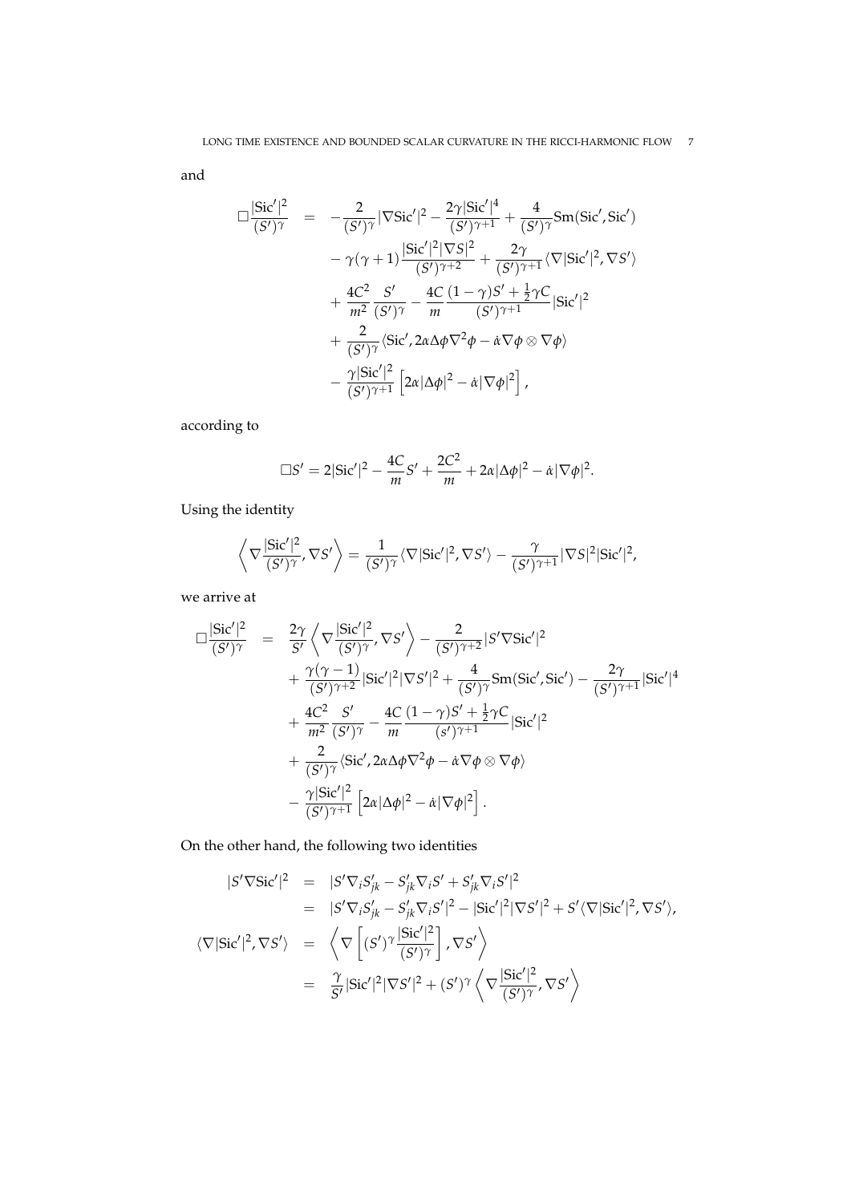and

$$
\begin{aligned}
\square \frac{|\mathrm{Sic}'|^2}{(S')^\gamma} &= -\frac{2}{(S')^\gamma}|\nabla \mathrm{Sic}'|^2 - \frac{2\gamma|\mathrm{Sic}'|^4}{(S')^{\gamma+1}} + \frac{4}{(S')^\gamma}\mathrm{Sm}(\mathrm{Sic}', \mathrm{Sic}') \\
&\quad - \gamma(\gamma+1)\frac{|\mathrm{Sic}'|^2|\nabla S|^2}{(S')^{\gamma+2}} + \frac{2\gamma}{(S')^{\gamma+1}}\langle \nabla|\mathrm{Sic}'|^2, \nabla S'\rangle \\
&\quad + \frac{4C^2}{m^2}\frac{S'}{(S')^\gamma} - \frac{4C}{m}\frac{(1-\gamma)S' + \frac{1}{2}\gamma C}{(S')^{\gamma+1}}|\mathrm{Sic}'|^2 \\
&\quad + \frac{2}{(S')^\gamma}\langle \mathrm{Sic}', 2\alpha\Delta\phi\nabla^2\phi - \dot{\alpha}\nabla\phi\otimes\nabla\phi\rangle \\
&\quad - \frac{\gamma|\mathrm{Sic}'|^2}{(S')^{\gamma+1}}\left[2\alpha|\Delta\phi|^2 - \dot{\alpha}|\nabla\phi|^2\right],
\end{aligned}
$$

according to

$$
\square S' = 2|\mathrm{Sic}'|^2 - \frac{4C}{m}S' + \frac{2C^2}{m} + 2\alpha|\Delta\phi|^2 - \dot{\alpha}|\nabla\phi|^2.
$$

Using the identity

$$
\left\langle \nabla\frac{|\mathrm{Sic}'|^2}{(S')^\gamma}, \nabla S'\right\rangle = \frac{1}{(S')^\gamma}\langle \nabla|\mathrm{Sic}'|^2, \nabla S'\rangle - \frac{\gamma}{(S')^{\gamma+1}}|\nabla S|^2|\mathrm{Sic}'|^2,
$$

we arrive at

$$
\begin{aligned}
\square \frac{|\mathrm{Sic}'|^2}{(S')^\gamma} &= \frac{2\gamma}{S'}\left\langle \nabla\frac{|\mathrm{Sic}'|^2}{(S')^\gamma}, \nabla S'\right\rangle - \frac{2}{(S')^{\gamma+2}}|S'\nabla \mathrm{Sic}'|^2 \\
&\quad + \frac{\gamma(\gamma-1)}{(S')^{\gamma+2}}|\mathrm{Sic}'|^2|\nabla S'|^2 + \frac{4}{(S')^\gamma}\mathrm{Sm}(\mathrm{Sic}', \mathrm{Sic}') - \frac{2\gamma}{(S')^{\gamma+1}}|\mathrm{Sic}'|^4 \\
&\quad + \frac{4C^2}{m^2}\frac{S'}{(S')^\gamma} - \frac{4C}{m}\frac{(1-\gamma)S' + \frac{1}{2}\gamma C}{(s')^{\gamma+1}}|\mathrm{Sic}'|^2 \\
&\quad + \frac{2}{(S')^\gamma}\langle \mathrm{Sic}', 2\alpha\Delta\phi\nabla^2\phi - \dot{\alpha}\nabla\phi\otimes\nabla\phi\rangle \\
&\quad - \frac{\gamma|\mathrm{Sic}'|^2}{(S')^{\gamma+1}}\left[2\alpha|\Delta\phi|^2 - \dot{\alpha}|\nabla\phi|^2\right].
\end{aligned}
$$

On the other hand, the following two identities

$$
\begin{aligned}
|S'\nabla \mathrm{Sic}'|^2 &= |S'\nabla_i S'_{jk} - S'_{jk}\nabla_i S' + S'_{jk}\nabla_i S'|^2 \\
&= |S'\nabla_i S'_{jk} - S'_{jk}\nabla_i S'|^2 - |\mathrm{Sic}'|^2|\nabla S'|^2 + S'\langle \nabla|\mathrm{Sic}'|^2, \nabla S'\rangle, \\
\langle \nabla|\mathrm{Sic}'|^2, \nabla S'\rangle &= \left\langle \nabla\left[(S')^\gamma\frac{|\mathrm{Sic}'|^2}{(S')^\gamma}\right], \nabla S'\right\rangle \\
&= \frac{\gamma}{S'}|\mathrm{Sic}'|^2|\nabla S'|^2 + (S')^\gamma\left\langle \nabla\frac{|\mathrm{Sic}'|^2}{(S')^\gamma}, \nabla S'\right\rangle
\end{aligned}
$$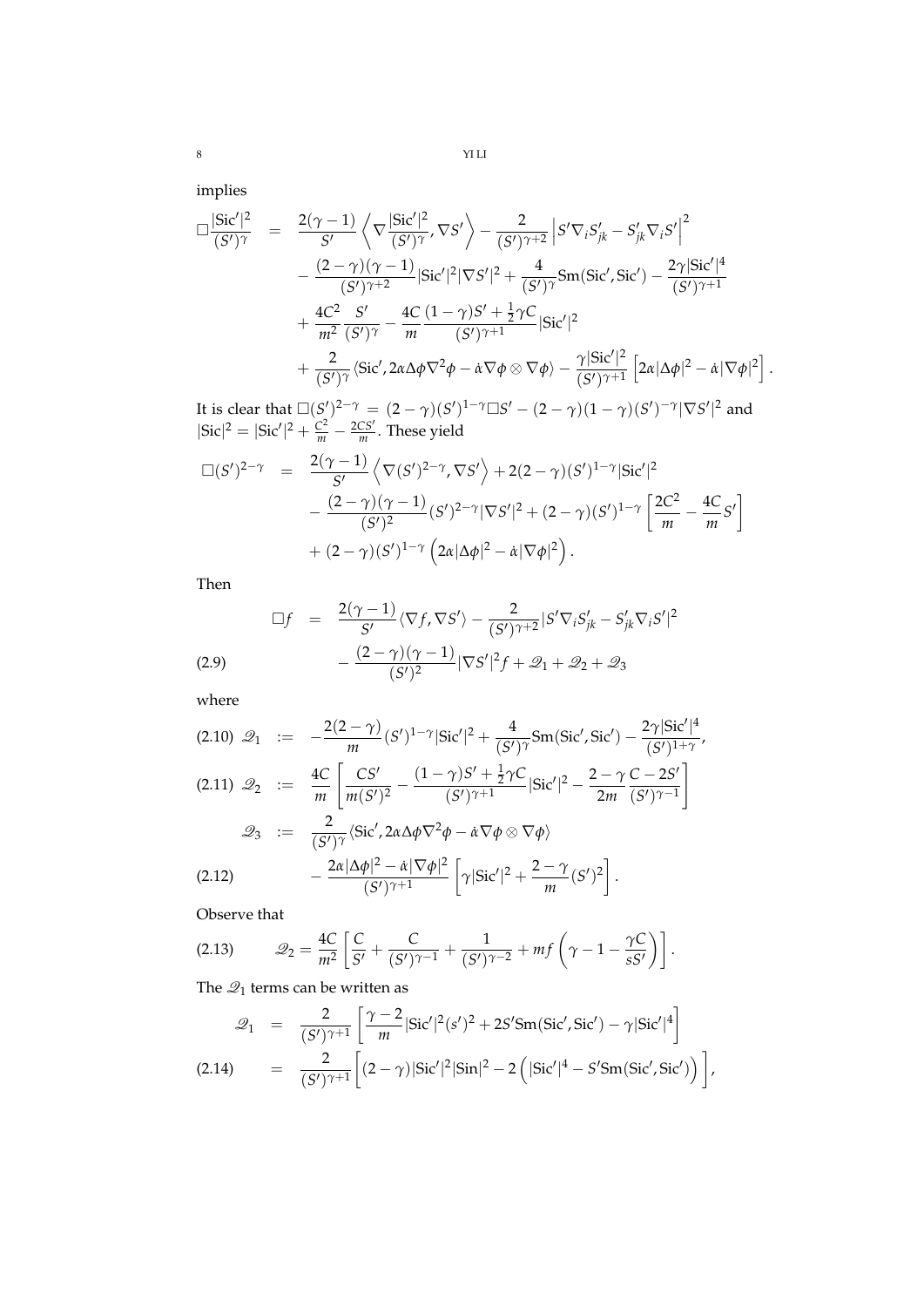implies

$$
\begin{aligned}
\Box \frac{|\mathrm{Sic}'|^2}{(S')^\gamma} &= \frac{2(\gamma-1)}{S'}\left\langle \nabla \frac{|\mathrm{Sic}'|^2}{(S')^\gamma}, \nabla S' \right\rangle - \frac{2}{(S')^{\gamma+2}}\left| S'\nabla_i S'_{jk} - S'_{jk}\nabla_i S'\right|^2 \\
&\quad - \frac{(2-\gamma)(\gamma-1)}{(S')^{\gamma+2}}|\mathrm{Sic}'|^2|\nabla S'|^2 + \frac{4}{(S')^\gamma}\mathrm{Sm}(\mathrm{Sic}', \mathrm{Sic}') - \frac{2\gamma|\mathrm{Sic}'|^4}{(S')^{\gamma+1}} \\
&\quad + \frac{4C^2}{m^2}\frac{S'}{(S')^\gamma} - \frac{4C}{m}\frac{(1-\gamma)S' + \frac{1}{2}\gamma C}{(S')^{\gamma+1}}|\mathrm{Sic}'|^2 \\
&\quad + \frac{2}{(S')^\gamma}\langle \mathrm{Sic}', 2\alpha\Delta\phi\nabla^2\phi - \dot{\alpha}\nabla\phi\otimes\nabla\phi\rangle - \frac{\gamma|\mathrm{Sic}'|^2}{(S')^{\gamma+1}}\left[2\alpha|\Delta\phi|^2 - \dot{\alpha}|\nabla\phi|^2\right].
\end{aligned}
$$

It is clear that $\Box(S')^{2-\gamma} = (2-\gamma)(S')^{1-\gamma}\Box S' - (2-\gamma)(1-\gamma)(S')^{-\gamma}|\nabla S'|^2$ and $|\mathrm{Sic}|^2 = |\mathrm{Sic}'|^2 + \frac{C^2}{m} - \frac{2CS'}{m}$. These yield

$$
\begin{aligned}
\Box(S')^{2-\gamma} &= \frac{2(\gamma-1)}{S'}\left\langle \nabla(S')^{2-\gamma}, \nabla S'\right\rangle + 2(2-\gamma)(S')^{1-\gamma}|\mathrm{Sic}'|^2 \\
&\quad - \frac{(2-\gamma)(\gamma-1)}{(S')^2}(S')^{2-\gamma}|\nabla S'|^2 + (2-\gamma)(S')^{1-\gamma}\left[\frac{2C^2}{m} - \frac{4C}{m}S'\right] \\
&\quad + (2-\gamma)(S')^{1-\gamma}\left(2\alpha|\Delta\phi|^2 - \dot{\alpha}|\nabla\phi|^2\right).
\end{aligned}
$$

Then

$$
\begin{aligned}
\Box f &= \frac{2(\gamma-1)}{S'}\langle \nabla f, \nabla S'\rangle - \frac{2}{(S')^{\gamma+2}}|S'\nabla_i S'_{jk} - S'_{jk}\nabla_i S'|^2 \\
&\quad - \frac{(2-\gamma)(\gamma-1)}{(S')^2}|\nabla S'|^2 f + \mathscr{Q}_1 + \mathscr{Q}_2 + \mathscr{Q}_3 \qquad (2.9)
\end{aligned}
$$

where

$$
\mathscr{Q}_1 := -\frac{2(2-\gamma)}{m}(S')^{1-\gamma}|\mathrm{Sic}'|^2 + \frac{4}{(S')^\gamma}\mathrm{Sm}(\mathrm{Sic}', \mathrm{Sic}') - \frac{2\gamma|\mathrm{Sic}'|^4}{(S')^{1+\gamma}}, \qquad (2.10)
$$

$$
\mathscr{Q}_2 := \frac{4C}{m}\left[\frac{CS'}{m(S')^2} - \frac{(1-\gamma)S' + \frac{1}{2}\gamma C}{(S')^{\gamma+1}}|\mathrm{Sic}'|^2 - \frac{2-\gamma}{2m}\frac{C-2S'}{(S')^{\gamma-1}}\right] \qquad (2.11)
$$

$$
\begin{aligned}
\mathscr{Q}_3 &:= \frac{2}{(S')^\gamma}\langle \mathrm{Sic}', 2\alpha\Delta\phi\nabla^2\phi - \dot{\alpha}\nabla\phi\otimes\nabla\phi\rangle \\
&\quad - \frac{2\alpha|\Delta\phi|^2 - \dot{\alpha}|\nabla\phi|^2}{(S')^{\gamma+1}}\left[\gamma|\mathrm{Sic}'|^2 + \frac{2-\gamma}{m}(S')^2\right]. \qquad (2.12)
\end{aligned}
$$

Observe that

$$
\mathscr{Q}_2 = \frac{4C}{m^2}\left[\frac{C}{S'} + \frac{C}{(S')^{\gamma-1}} + \frac{1}{(S')^{\gamma-2}} + mf\left(\gamma - 1 - \frac{\gamma C}{sS'}\right)\right]. \qquad (2.13)
$$

The $\mathscr{Q}_1$ terms can be written as

$$
\begin{aligned}
\mathscr{Q}_1 &= \frac{2}{(S')^{\gamma+1}}\left[\frac{\gamma-2}{m}|\mathrm{Sic}'|^2(s')^2 + 2S'\mathrm{Sm}(\mathrm{Sic}', \mathrm{Sic}') - \gamma|\mathrm{Sic}'|^4\right] \\
&= \frac{2}{(S')^{\gamma+1}}\left[(2-\gamma)|\mathrm{Sic}'|^2|\mathrm{Sin}|^2 - 2\left(|\mathrm{Sic}'|^4 - S'\mathrm{Sm}(\mathrm{Sic}', \mathrm{Sic}')\right)\right], \qquad (2.14)
\end{aligned}
$$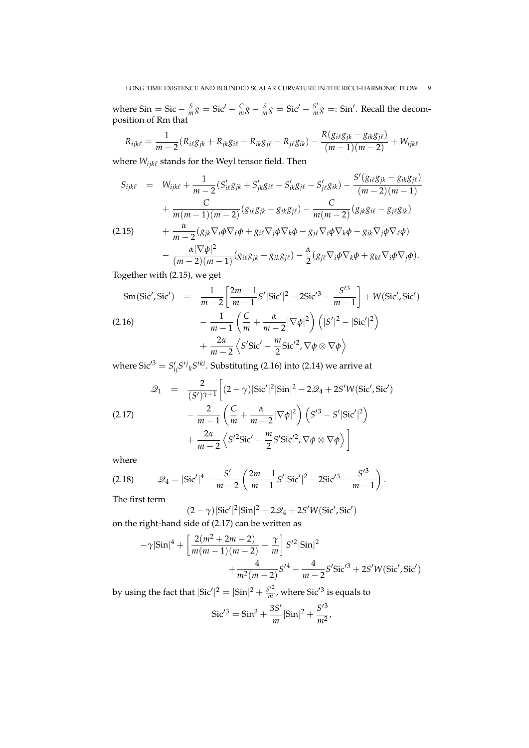where $\text{Sin} = \text{Sic} - \frac{S}{m}g = \text{Sic}' - \frac{C}{m}g - \frac{S}{m}g = \text{Sic}' - \frac{S'}{m}g =: \text{Sin}'$. Recall the decomposition of Rm that

$$R_{ijk\ell} = \frac{1}{m-2}(R_{i\ell}g_{jk} + R_{jk}g_{i\ell} - R_{ik}g_{j\ell} - R_{j\ell}g_{ik}) - \frac{R(g_{i\ell}g_{jk} - g_{ik}g_{j\ell})}{(m-1)(m-2)} + W_{ijk\ell}$$

where $W_{ijk\ell}$ stands for the Weyl tensor field. Then

$$\begin{aligned}
S_{ijk\ell} &= W_{ijk\ell} + \frac{1}{m-2}(S'_{i\ell}g_{jk} + S'_{jk}g_{i\ell} - S'_{ik}g_{j\ell} - S'_{j\ell}g_{ik}) - \frac{S'(g_{i\ell}g_{jk} - g_{ik}g_{j\ell})}{(m-2)(m-1)} \\
&\quad + \frac{C}{m(m-1)(m-2)}(g_{i\ell}g_{jk} - g_{ik}g_{j\ell}) - \frac{C}{m(m-2)}(g_{jk}g_{i\ell} - g_{j\ell}g_{ik}) \\
&\quad + \frac{\alpha}{m-2}(g_{jk}\nabla_i\phi\nabla_\ell\phi + g_{i\ell}\nabla_j\phi\nabla_k\phi - g_{j\ell}\nabla_i\phi\nabla_k\phi - g_{ik}\nabla_j\phi\nabla_\ell\phi) \\
&\quad - \frac{\alpha|\nabla\phi|^2}{(m-2)(m-1)}(g_{i\ell}g_{jk} - g_{ik}g_{j\ell}) - \frac{\alpha}{2}(g_{j\ell}\nabla_i\phi\nabla_k\phi + g_{k\ell}\nabla_i\phi\nabla_j\phi).
\end{aligned} \tag{2.15}$$

Together with (2.15), we get

$$\begin{aligned}
\text{Sm}(\text{Sic}', \text{Sic}') &= \frac{1}{m-2}\left[\frac{2m-1}{m-1}S'|\text{Sic}'|^2 - 2\text{Sic}'^3 - \frac{S'^3}{m-1}\right] + W(\text{Sic}', \text{Sic}') \\
&\quad - \frac{1}{m-1}\left(\frac{C}{m} + \frac{\alpha}{m-2}|\nabla\phi|^2\right)\left(|S'|^2 - |\text{Sic}'|^2\right) \\
&\quad + \frac{2\alpha}{m-2}\left\langle S'\text{Sic}' - \frac{m}{2}\text{Sic}'^2, \nabla\phi\otimes\nabla\phi\right\rangle
\end{aligned} \tag{2.16}$$

where $\text{Sic}'^3 = S'_{ij}S'^j{}_k S'^{ki}$. Substituting (2.16) into (2.14) we arrive at

$$\begin{aligned}
\mathscr{Q}_1 &= \frac{2}{(S')^{\gamma+1}}\bigg[(2-\gamma)|\text{Sic}'|^2|\text{Sin}|^2 - 2\mathscr{Q}_4 + 2S'W(\text{Sic}', \text{Sic}') \\
&\quad - \frac{2}{m-1}\left(\frac{C}{m} + \frac{\alpha}{m-2}|\nabla\phi|^2\right)\left(S'^3 - S'|\text{Sic}'|^2\right) \\
&\quad + \frac{2\alpha}{m-2}\left\langle S'^2\text{Sic}' - \frac{m}{2}S'\text{Sic}'^2, \nabla\phi\otimes\nabla\phi\right\rangle\bigg]
\end{aligned} \tag{2.17}$$

where

$$\mathscr{Q}_4 = |\text{Sic}'|^4 - \frac{S'}{m-2}\left(\frac{2m-1}{m-1}S'|\text{Sic}'|^2 - 2\text{Sic}'^3 - \frac{S'^3}{m-1}\right). \tag{2.18}$$

The first term

$$(2-\gamma)|\text{Sic}'|^2|\text{Sin}|^2 - 2\mathscr{Q}_4 + 2S'W(\text{Sic}', \text{Sic}')$$

on the right-hand side of (2.17) can be written as

$$\begin{aligned}
-\gamma|\text{Sin}|^4 + \left[\frac{2(m^2+2m-2)}{m(m-1)(m-2)} - \frac{\gamma}{m}\right]S'^2|\text{Sin}|^2& \\
+\frac{4}{m^2(m-2)}S'^4 - \frac{4}{m-2}S'\text{Sic}'^3 + 2S'W(\text{Sic}', \text{Sic}')&
\end{aligned}$$

by using the fact that $|\text{Sic}'|^2 = |\text{Sin}|^2 + \frac{S'^2}{m}$, where $\text{Sic}'^3$ is equals to

$$\text{Sic}'^3 = \text{Sin}^3 + \frac{3S'}{m}|\text{Sin}|^2 + \frac{S'^3}{m^2},$$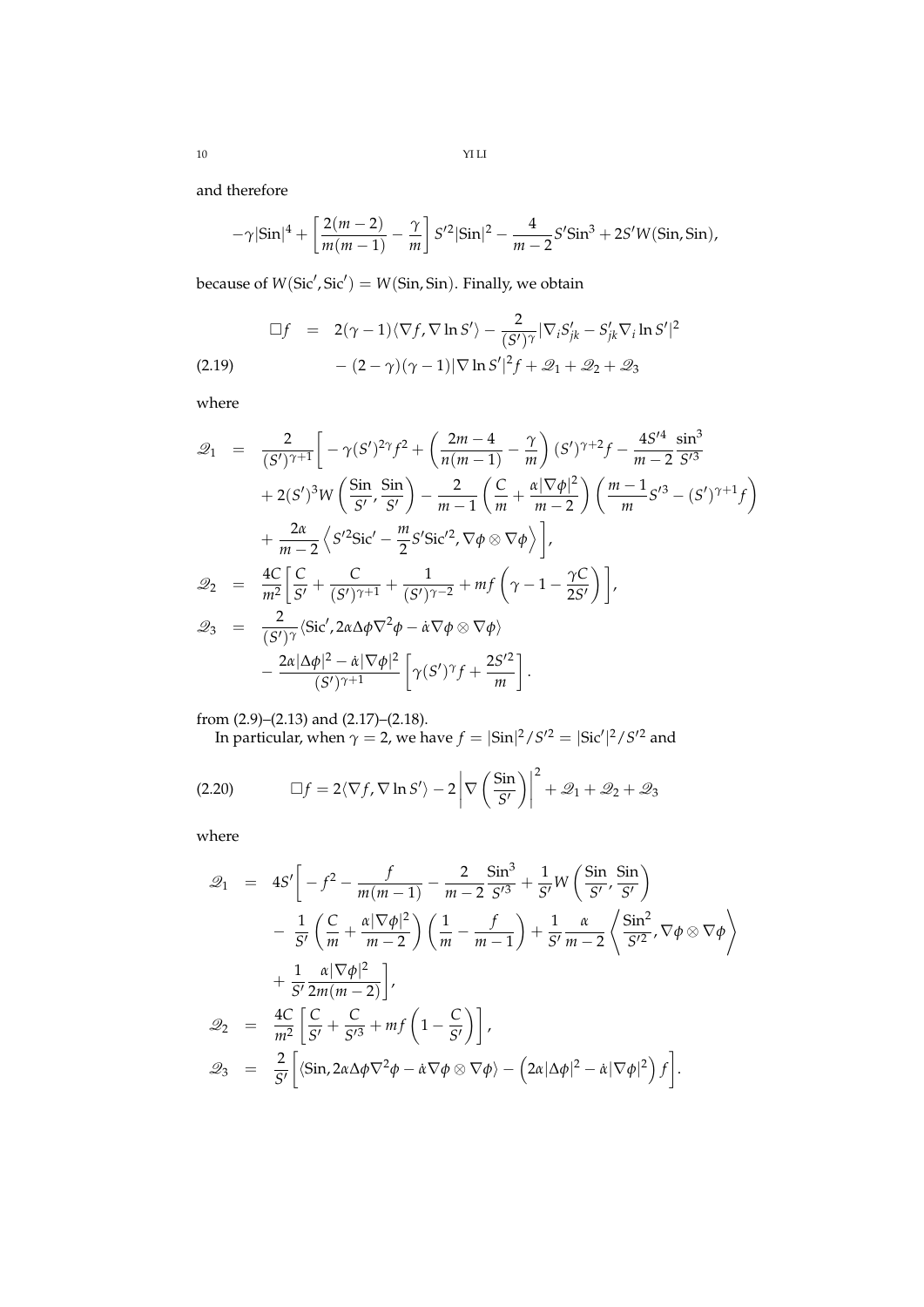and therefore

$$-\gamma|\mathrm{Sin}|^4 + \left[\frac{2(m-2)}{m(m-1)} - \frac{\gamma}{m}\right] S'^2|\mathrm{Sin}|^2 - \frac{4}{m-2}S'\mathrm{Sin}^3 + 2S'W(\mathrm{Sin},\mathrm{Sin}),$$

because of $W(\mathrm{Sic}', \mathrm{Sic}') = W(\mathrm{Sin}, \mathrm{Sin})$. Finally, we obtain

$$\begin{aligned}
\Box f &= 2(\gamma-1)\langle \nabla f, \nabla \ln S'\rangle - \frac{2}{(S')^\gamma}|\nabla_i S'_{jk} - S'_{jk}\nabla_i \ln S'|^2 \\
&\quad - (2-\gamma)(\gamma-1)|\nabla \ln S'|^2 f + \mathscr{Q}_1 + \mathscr{Q}_2 + \mathscr{Q}_3
\end{aligned} \tag{2.19}$$

where

$$\begin{aligned}
\mathscr{Q}_1 &= \frac{2}{(S')^{\gamma+1}}\Bigg[-\gamma(S')^{2\gamma}f^2 + \left(\frac{2m-4}{n(m-1)} - \frac{\gamma}{m}\right)(S')^{\gamma+2}f - \frac{4S'^4}{m-2}\frac{\sin^3}{S'^3} \\
&\quad + 2(S')^3 W\left(\frac{\mathrm{Sin}}{S'}, \frac{\mathrm{Sin}}{S'}\right) - \frac{2}{m-1}\left(\frac{C}{m} + \frac{\alpha|\nabla\phi|^2}{m-2}\right)\left(\frac{m-1}{m}S'^3 - (S')^{\gamma+1}f\right) \\
&\quad + \frac{2\alpha}{m-2}\left\langle S'^2\mathrm{Sic}' - \frac{m}{2}S'\mathrm{Sic}'^2, \nabla\phi\otimes\nabla\phi\right\rangle\Bigg], \\
\mathscr{Q}_2 &= \frac{4C}{m^2}\left[\frac{C}{S'} + \frac{C}{(S')^{\gamma+1}} + \frac{1}{(S')^{\gamma-2}} + mf\left(\gamma - 1 - \frac{\gamma C}{2S'}\right)\right], \\
\mathscr{Q}_3 &= \frac{2}{(S')^\gamma}\langle \mathrm{Sic}', 2\alpha\Delta\phi\nabla^2\phi - \dot\alpha\nabla\phi\otimes\nabla\phi\rangle \\
&\quad - \frac{2\alpha|\Delta\phi|^2 - \dot\alpha|\nabla\phi|^2}{(S')^{\gamma+1}}\left[\gamma(S')^\gamma f + \frac{2S'^2}{m}\right].
\end{aligned}$$

from (2.9)–(2.13) and (2.17)–(2.18).

In particular, when $\gamma = 2$, we have $f = |\mathrm{Sin}|^2/S'^2 = |\mathrm{Sic}'|^2/S'^2$ and

$$\Box f = 2\langle \nabla f, \nabla \ln S'\rangle - 2\left|\nabla\left(\frac{\mathrm{Sin}}{S'}\right)\right|^2 + \mathscr{Q}_1 + \mathscr{Q}_2 + \mathscr{Q}_3 \tag{2.20}$$

where

$$\begin{aligned}
\mathscr{Q}_1 &= 4S'\Bigg[-f^2 - \frac{f}{m(m-1)} - \frac{2}{m-2}\frac{\mathrm{Sin}^3}{S'^3} + \frac{1}{S'}W\left(\frac{\mathrm{Sin}}{S'}, \frac{\mathrm{Sin}}{S'}\right) \\
&\quad - \frac{1}{S'}\left(\frac{C}{m} + \frac{\alpha|\nabla\phi|^2}{m-2}\right)\left(\frac{1}{m} - \frac{f}{m-1}\right) + \frac{1}{S'}\frac{\alpha}{m-2}\left\langle\frac{\mathrm{Sin}^2}{S'^2}, \nabla\phi\otimes\nabla\phi\right\rangle \\
&\quad + \frac{1}{S'}\frac{\alpha|\nabla\phi|^2}{2m(m-2)}\Bigg], \\
\mathscr{Q}_2 &= \frac{4C}{m^2}\left[\frac{C}{S'} + \frac{C}{S'^3} + mf\left(1 - \frac{C}{S'}\right)\right], \\
\mathscr{Q}_3 &= \frac{2}{S'}\Big[\langle \mathrm{Sin}, 2\alpha\Delta\phi\nabla^2\phi - \dot\alpha\nabla\phi\otimes\nabla\phi\rangle - \left(2\alpha|\Delta\phi|^2 - \dot\alpha|\nabla\phi|^2\right)f\Big].
\end{aligned}$$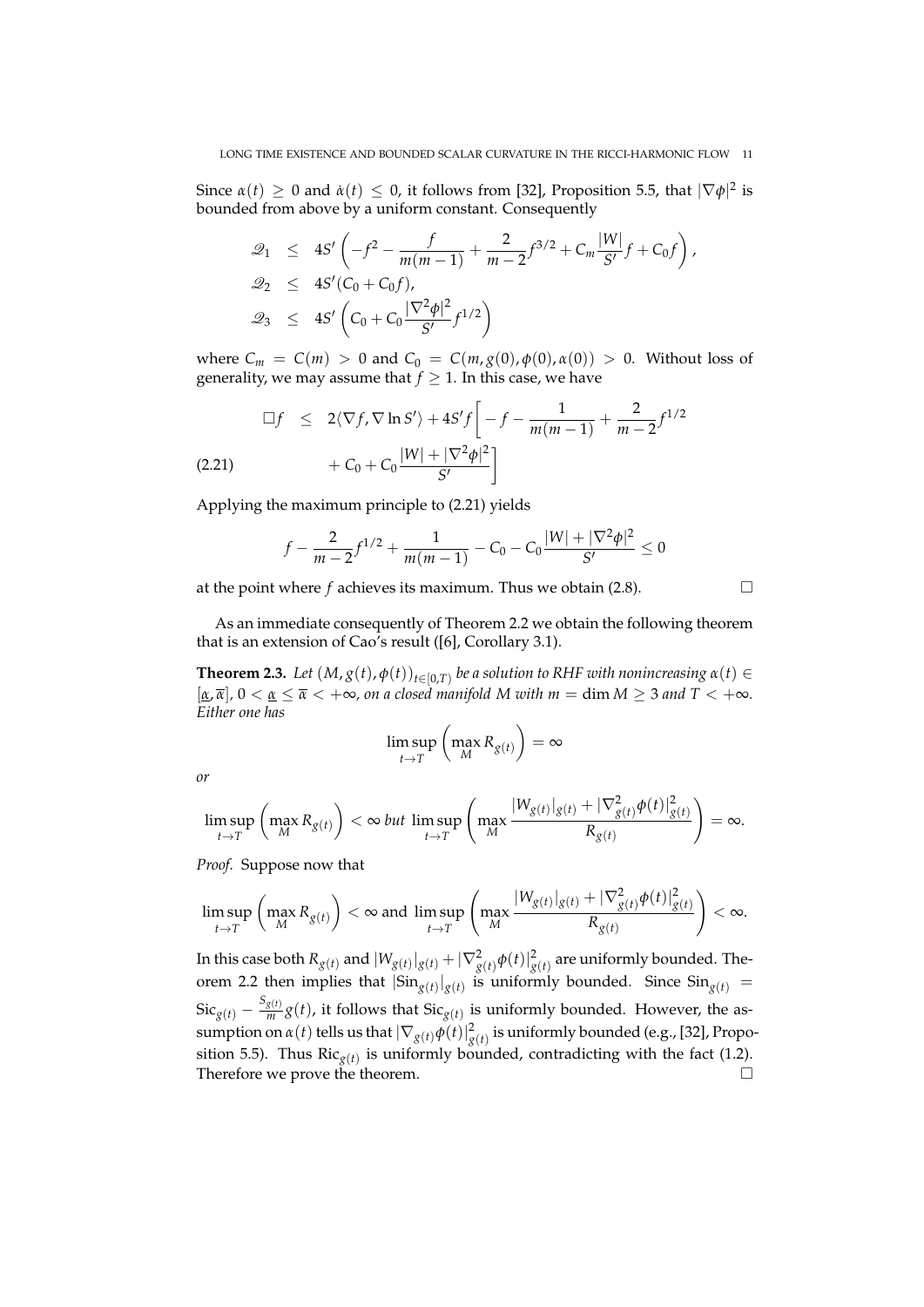Since $\alpha(t) \geq 0$ and $\dot{\alpha}(t) \leq 0$, it follows from [32], Proposition 5.5, that $|\nabla\phi|^2$ is bounded from above by a uniform constant. Consequently

$$
\begin{aligned}
\mathscr{Q}_1 &\leq 4S'\left(-f^2 - \frac{f}{m(m-1)} + \frac{2}{m-2}f^{3/2} + C_m\frac{|W|}{S'}f + C_0 f\right), \\
\mathscr{Q}_2 &\leq 4S'(C_0 + C_0 f), \\
\mathscr{Q}_3 &\leq 4S'\left(C_0 + C_0\frac{|\nabla^2\phi|^2}{S'}f^{1/2}\right)
\end{aligned}
$$

where $C_m = C(m) > 0$ and $C_0 = C(m, g(0), \phi(0), \alpha(0)) > 0$. Without loss of generality, we may assume that $f \geq 1$. In this case, we have

$$
\begin{aligned}
\Box f &\leq 2\langle\nabla f, \nabla \ln S'\rangle + 4S' f\bigg[-f - \frac{1}{m(m-1)} + \frac{2}{m-2}f^{1/2} \\
&\quad + C_0 + C_0\frac{|W| + |\nabla^2\phi|^2}{S'}\bigg] \qquad (2.21)
\end{aligned}
$$

Applying the maximum principle to (2.21) yields

$$
f - \frac{2}{m-2}f^{1/2} + \frac{1}{m(m-1)} - C_0 - C_0\frac{|W| + |\nabla^2\phi|^2}{S'} \leq 0
$$

at the point where $f$ achieves its maximum. Thus we obtain (2.8). $\square$

As an immediate consequently of Theorem 2.2 we obtain the following theorem that is an extension of Cao's result ([6], Corollary 3.1).

**Theorem 2.3.** *Let $(M, g(t), \phi(t))_{t\in[0,T)}$ be a solution to RHF with nonincreasing $\alpha(t) \in [\underline{\alpha}, \overline{\alpha}]$, $0 < \underline{\alpha} \leq \overline{\alpha} < +\infty$, on a closed manifold $M$ with $m = \dim M \geq 3$ and $T < +\infty$. Either one has*

$$
\limsup_{t\to T}\left(\max_M R_{g(t)}\right) = \infty
$$

*or*

$$
\limsup_{t\to T}\left(\max_M R_{g(t)}\right) < \infty \text{ but } \limsup_{t\to T}\left(\max_M \frac{|W_{g(t)}|_{g(t)} + |\nabla^2_{g(t)}\phi(t)|^2_{g(t)}}{R_{g(t)}}\right) = \infty.
$$

*Proof.* Suppose now that

$$
\limsup_{t\to T}\left(\max_M R_{g(t)}\right) < \infty \text{ and } \limsup_{t\to T}\left(\max_M \frac{|W_{g(t)}|_{g(t)} + |\nabla^2_{g(t)}\phi(t)|^2_{g(t)}}{R_{g(t)}}\right) < \infty.
$$

In this case both $R_{g(t)}$ and $|W_{g(t)}|_{g(t)} + |\nabla^2_{g(t)}\phi(t)|^2_{g(t)}$ are uniformly bounded. Theorem 2.2 then implies that $|\mathrm{Sin}_{g(t)}|_{g(t)}$ is uniformly bounded. Since $\mathrm{Sin}_{g(t)} = \mathrm{Sic}_{g(t)} - \frac{S_{g(t)}}{m}g(t)$, it follows that $\mathrm{Sic}_{g(t)}$ is uniformly bounded. However, the assumption on $\alpha(t)$ tells us that $|\nabla_{g(t)}\phi(t)|^2_{g(t)}$ is uniformly bounded (e.g., [32], Proposition 5.5). Thus $\mathrm{Ric}_{g(t)}$ is uniformly bounded, contradicting with the fact (1.2). Therefore we prove the theorem. $\square$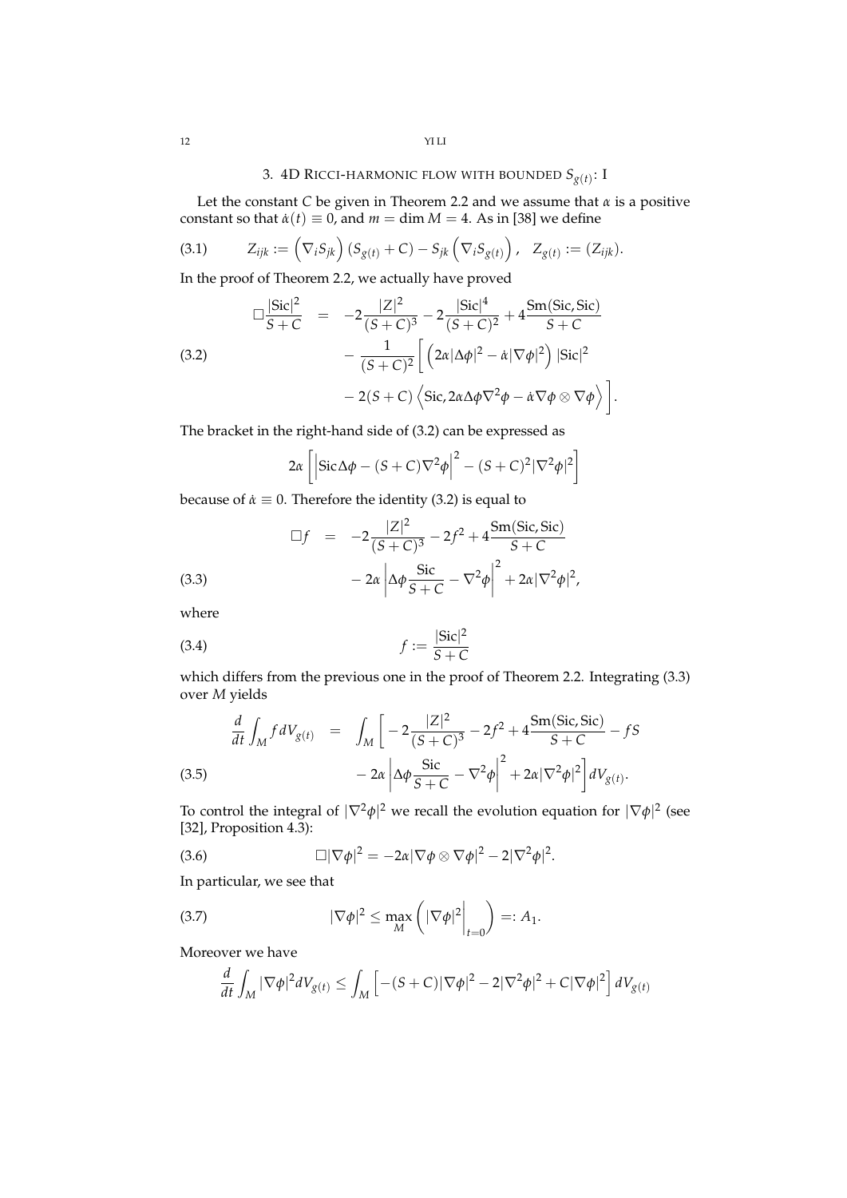## 3. 4D Ricci-harmonic flow with bounded $S_{g(t)}$: I

Let the constant $C$ be given in Theorem 2.2 and we assume that $\alpha$ is a positive constant so that $\dot{\alpha}(t) \equiv 0$, and $m = \dim M = 4$. As in [38] we define

$$
Z_{ijk} := \left(\nabla_i S_{jk}\right)\left(S_{g(t)} + C\right) - S_{jk}\left(\nabla_i S_{g(t)}\right), \quad Z_{g(t)} := (Z_{ijk}). \tag{3.1}
$$

In the proof of Theorem 2.2, we actually have proved

$$
\begin{aligned}
\Box \frac{|\mathrm{Sic}|^2}{S+C} &= -2\frac{|Z|^2}{(S+C)^3} - 2\frac{|\mathrm{Sic}|^4}{(S+C)^2} + 4\frac{\mathrm{Sm}(\mathrm{Sic},\mathrm{Sic})}{S+C} \\
&\quad - \frac{1}{(S+C)^2}\bigg[\left(2\alpha|\Delta\phi|^2 - \dot{\alpha}|\nabla\phi|^2\right)|\mathrm{Sic}|^2 \\
&\quad - 2(S+C)\left\langle \mathrm{Sic}, 2\alpha\Delta\phi\nabla^2\phi - \dot{\alpha}\nabla\phi\otimes\nabla\phi\right\rangle\bigg].
\end{aligned} \tag{3.2}
$$

The bracket in the right-hand side of (3.2) can be expressed as

$$
2\alpha\left[\left|\mathrm{Sic}\Delta\phi - (S+C)\nabla^2\phi\right|^2 - (S+C)^2|\nabla^2\phi|^2\right]
$$

because of $\dot{\alpha} \equiv 0$. Therefore the identity (3.2) is equal to

$$
\begin{aligned}
\Box f &= -2\frac{|Z|^2}{(S+C)^3} - 2f^2 + 4\frac{\mathrm{Sm}(\mathrm{Sic},\mathrm{Sic})}{S+C} \\
&\quad - 2\alpha\left|\Delta\phi\frac{\mathrm{Sic}}{S+C} - \nabla^2\phi\right|^2 + 2\alpha|\nabla^2\phi|^2,
\end{aligned} \tag{3.3}
$$

where

$$
f := \frac{|\mathrm{Sic}|^2}{S+C} \tag{3.4}
$$

which differs from the previous one in the proof of Theorem 2.2. Integrating (3.3) over $M$ yields

$$
\begin{aligned}
\frac{d}{dt}\int_M f\,dV_{g(t)} &= \int_M \bigg[-2\frac{|Z|^2}{(S+C)^3} - 2f^2 + 4\frac{\mathrm{Sm}(\mathrm{Sic},\mathrm{Sic})}{S+C} - fS \\
&\quad - 2\alpha\left|\Delta\phi\frac{\mathrm{Sic}}{S+C} - \nabla^2\phi\right|^2 + 2\alpha|\nabla^2\phi|^2\bigg]dV_{g(t)}.
\end{aligned} \tag{3.5}
$$

To control the integral of $|\nabla^2\phi|^2$ we recall the evolution equation for $|\nabla\phi|^2$ (see [32], Proposition 4.3):

$$
\Box|\nabla\phi|^2 = -2\alpha|\nabla\phi\otimes\nabla\phi|^2 - 2|\nabla^2\phi|^2. \tag{3.6}
$$

In particular, we see that

$$
|\nabla\phi|^2 \le \max_M\left(|\nabla\phi|^2\bigg|_{t=0}\right) =: A_1. \tag{3.7}
$$

Moreover we have

$$
\frac{d}{dt}\int_M |\nabla\phi|^2 dV_{g(t)} \le \int_M \left[-(S+C)|\nabla\phi|^2 - 2|\nabla^2\phi|^2 + C|\nabla\phi|^2\right]dV_{g(t)}
$$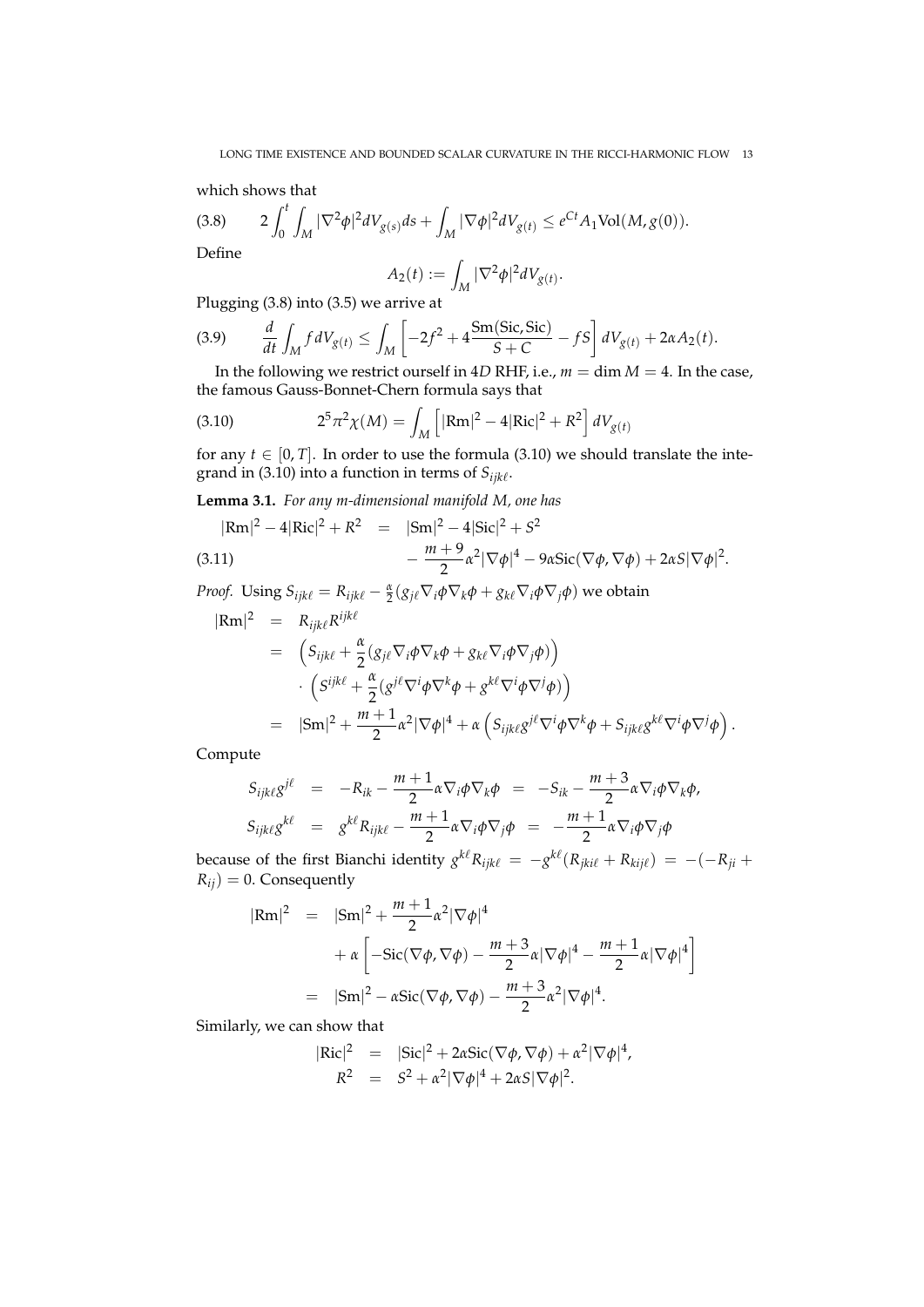which shows that

$$
2\int_0^t \int_M |\nabla^2 \phi|^2 dV_{g(s)} ds + \int_M |\nabla \phi|^2 dV_{g(t)} \le e^{Ct} A_1 \mathrm{Vol}(M, g(0)). \tag{3.8}
$$

Define

$$
A_2(t) := \int_M |\nabla^2 \phi|^2 dV_{g(t)}.
$$

Plugging (3.8) into (3.5) we arrive at

$$
\frac{d}{dt}\int_M f \, dV_{g(t)} \le \int_M \left[ -2f^2 + 4\frac{\mathrm{Sm}(\mathrm{Sic}, \mathrm{Sic})}{S + C} - fS \right] dV_{g(t)} + 2\alpha A_2(t). \tag{3.9}
$$

In the following we restrict ourself in 4*D* RHF, i.e., $m = \dim M = 4$. In the case, the famous Gauss-Bonnet-Chern formula says that

$$
2^5 \pi^2 \chi(M) = \int_M \left[ |\mathrm{Rm}|^2 - 4|\mathrm{Ric}|^2 + R^2 \right] dV_{g(t)} \tag{3.10}
$$

for any $t \in [0, T]$. In order to use the formula (3.10) we should translate the integrand in (3.10) into a function in terms of $S_{ijk\ell}$.

**Lemma 3.1.** *For any m-dimensional manifold M, one has*

$$
\begin{aligned}
|\mathrm{Rm}|^2 - 4|\mathrm{Ric}|^2 + R^2 &= |\mathrm{Sm}|^2 - 4|\mathrm{Sic}|^2 + S^2 \\
&\quad - \frac{m+9}{2}\alpha^2 |\nabla \phi|^4 - 9\alpha \mathrm{Sic}(\nabla \phi, \nabla \phi) + 2\alpha S |\nabla \phi|^2.
\end{aligned} \tag{3.11}
$$

*Proof.* Using $S_{ijk\ell} = R_{ijk\ell} - \frac{\alpha}{2}(g_{j\ell}\nabla_i \phi \nabla_k \phi + g_{k\ell}\nabla_i \phi \nabla_j \phi)$ we obtain

$$
\begin{aligned}
|\mathrm{Rm}|^2 &= R_{ijk\ell}R^{ijk\ell} \\
&= \left( S_{ijk\ell} + \frac{\alpha}{2}(g_{j\ell}\nabla_i \phi \nabla_k \phi + g_{k\ell}\nabla_i \phi \nabla_j \phi) \right) \\
&\quad \cdot \left( S^{ijk\ell} + \frac{\alpha}{2}(g^{j\ell}\nabla^i \phi \nabla^k \phi + g^{k\ell}\nabla^i \phi \nabla^j \phi) \right) \\
&= |\mathrm{Sm}|^2 + \frac{m+1}{2}\alpha^2 |\nabla \phi|^4 + \alpha \left( S_{ijk\ell} g^{j\ell} \nabla^i \phi \nabla^k \phi + S_{ijk\ell} g^{k\ell} \nabla^i \phi \nabla^j \phi \right).
\end{aligned}
$$

Compute

$$
\begin{aligned}
S_{ijk\ell} g^{j\ell} &= -R_{ik} - \frac{m+1}{2}\alpha \nabla_i \phi \nabla_k \phi = -S_{ik} - \frac{m+3}{2}\alpha \nabla_i \phi \nabla_k \phi, \\
S_{ijk\ell} g^{k\ell} &= g^{k\ell} R_{ijk\ell} - \frac{m+1}{2}\alpha \nabla_i \phi \nabla_j \phi = -\frac{m+1}{2}\alpha \nabla_i \phi \nabla_j \phi
\end{aligned}
$$

because of the first Bianchi identity $g^{k\ell}R_{ijk\ell} = -g^{k\ell}(R_{jki\ell} + R_{kij\ell}) = -(-R_{ji} + R_{ij}) = 0$. Consequently

$$
\begin{aligned}
|\mathrm{Rm}|^2 &= |\mathrm{Sm}|^2 + \frac{m+1}{2}\alpha^2 |\nabla \phi|^4 \\
&\quad + \alpha \left[ -\mathrm{Sic}(\nabla \phi, \nabla \phi) - \frac{m+3}{2}\alpha |\nabla \phi|^4 - \frac{m+1}{2}\alpha |\nabla \phi|^4 \right] \\
&= |\mathrm{Sm}|^2 - \alpha \mathrm{Sic}(\nabla \phi, \nabla \phi) - \frac{m+3}{2}\alpha^2 |\nabla \phi|^4.
\end{aligned}
$$

Similarly, we can show that

$$
\begin{aligned}
|\mathrm{Ric}|^2 &= |\mathrm{Sic}|^2 + 2\alpha \mathrm{Sic}(\nabla \phi, \nabla \phi) + \alpha^2 |\nabla \phi|^4, \\
R^2 &= S^2 + \alpha^2 |\nabla \phi|^4 + 2\alpha S |\nabla \phi|^2.
\end{aligned}
$$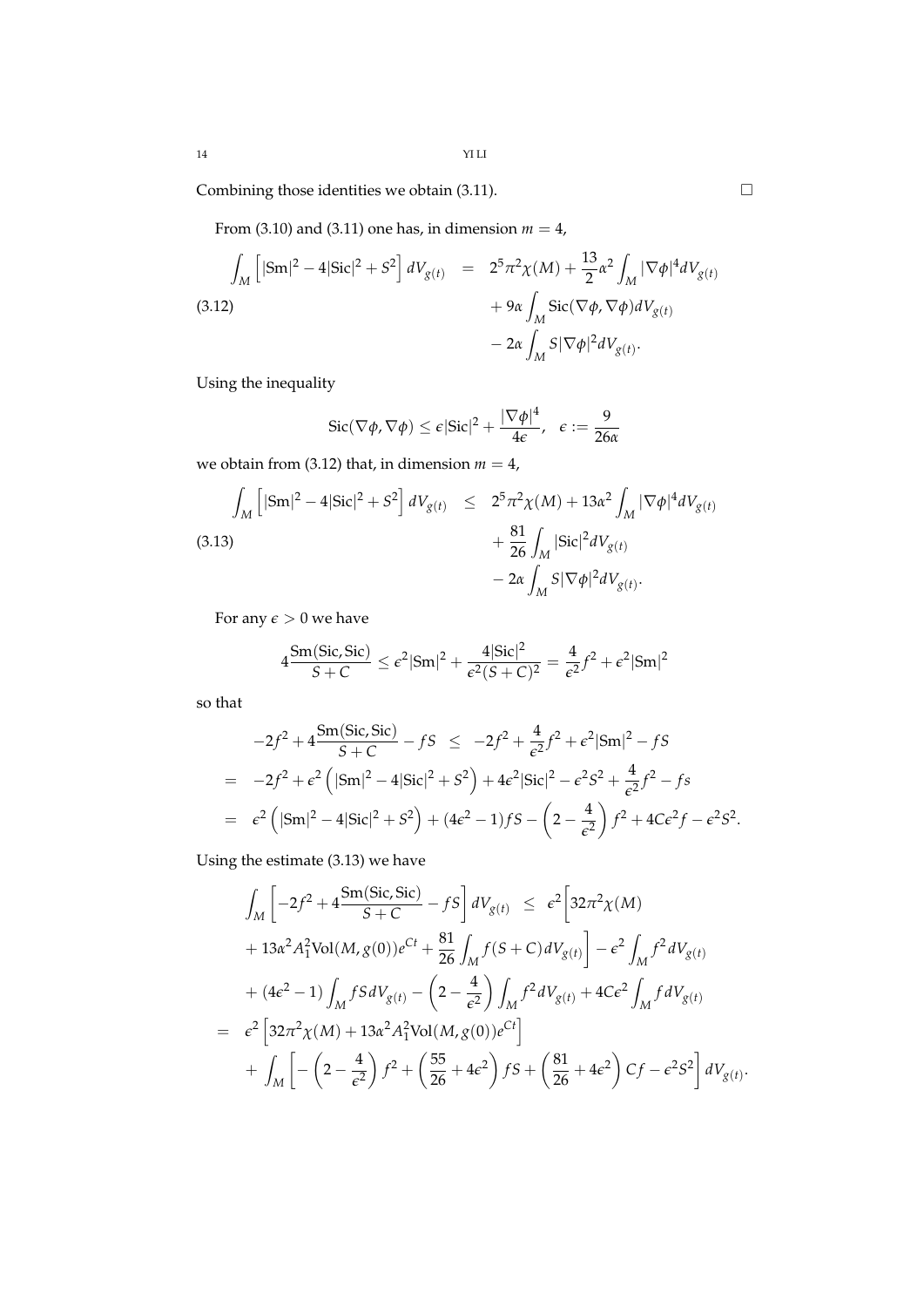Combining those identities we obtain (3.11). □

From (3.10) and (3.11) one has, in dimension $m = 4$,

$$
\begin{aligned}
\int_M \left[ |\mathrm{Sm}|^2 - 4|\mathrm{Sic}|^2 + S^2 \right] dV_{g(t)} &= 2^5\pi^2\chi(M) + \frac{13}{2}\alpha^2 \int_M |\nabla\phi|^4 dV_{g(t)} \\
&\quad + 9\alpha \int_M \mathrm{Sic}(\nabla\phi, \nabla\phi) dV_{g(t)} \\
&\quad - 2\alpha \int_M S|\nabla\phi|^2 dV_{g(t)}.
\end{aligned} \tag{3.12}
$$

Using the inequality

$$
\mathrm{Sic}(\nabla\phi, \nabla\phi) \le \epsilon|\mathrm{Sic}|^2 + \frac{|\nabla\phi|^4}{4\epsilon}, \quad \epsilon := \frac{9}{26\alpha}
$$

we obtain from (3.12) that, in dimension $m = 4$,

$$
\begin{aligned}
\int_M \left[ |\mathrm{Sm}|^2 - 4|\mathrm{Sic}|^2 + S^2 \right] dV_{g(t)} &\le 2^5\pi^2\chi(M) + 13\alpha^2 \int_M |\nabla\phi|^4 dV_{g(t)} \\
&\quad + \frac{81}{26} \int_M |\mathrm{Sic}|^2 dV_{g(t)} \\
&\quad - 2\alpha \int_M S|\nabla\phi|^2 dV_{g(t)}.
\end{aligned} \tag{3.13}
$$

For any $\epsilon > 0$ we have

$$
4\frac{\mathrm{Sm}(\mathrm{Sic}, \mathrm{Sic})}{S+C} \le \epsilon^2|\mathrm{Sm}|^2 + \frac{4|\mathrm{Sic}|^2}{\epsilon^2(S+C)^2} = \frac{4}{\epsilon^2}f^2 + \epsilon^2|\mathrm{Sm}|^2
$$

so that

$$
\begin{aligned}
& -2f^2 + 4\frac{\mathrm{Sm}(\mathrm{Sic}, \mathrm{Sic})}{S+C} - fS \le -2f^2 + \frac{4}{\epsilon^2}f^2 + \epsilon^2|\mathrm{Sm}|^2 - fS \\
=\;& -2f^2 + \epsilon^2\left( |\mathrm{Sm}|^2 - 4|\mathrm{Sic}|^2 + S^2 \right) + 4\epsilon^2|\mathrm{Sic}|^2 - \epsilon^2 S^2 + \frac{4}{\epsilon^2}f^2 - fs \\
=\;& \epsilon^2\left( |\mathrm{Sm}|^2 - 4|\mathrm{Sic}|^2 + S^2 \right) + (4\epsilon^2 - 1)fS - \left(2 - \frac{4}{\epsilon^2}\right)f^2 + 4C\epsilon^2 f - \epsilon^2 S^2.
\end{aligned}
$$

Using the estimate (3.13) we have

$$
\begin{aligned}
& \int_M \left[ -2f^2 + 4\frac{\mathrm{Sm}(\mathrm{Sic}, \mathrm{Sic})}{S+C} - fS \right] dV_{g(t)} \le \epsilon^2\Big[ 32\pi^2\chi(M) \\
& + 13\alpha^2 A_1^2 \mathrm{Vol}(M, g(0))e^{Ct} + \frac{81}{26}\int_M f(S+C)dV_{g(t)} \Big] - \epsilon^2 \int_M f^2 dV_{g(t)} \\
& + (4\epsilon^2 - 1)\int_M fS dV_{g(t)} - \left(2 - \frac{4}{\epsilon^2}\right)\int_M f^2 dV_{g(t)} + 4C\epsilon^2 \int_M f dV_{g(t)} \\
=\;& \epsilon^2\left[ 32\pi^2\chi(M) + 13\alpha^2 A_1^2 \mathrm{Vol}(M, g(0))e^{Ct} \right] \\
& + \int_M \left[ -\left(2 - \frac{4}{\epsilon^2}\right)f^2 + \left(\frac{55}{26} + 4\epsilon^2\right)fS + \left(\frac{81}{26} + 4\epsilon^2\right)Cf - \epsilon^2 S^2 \right] dV_{g(t)}.
\end{aligned}
$$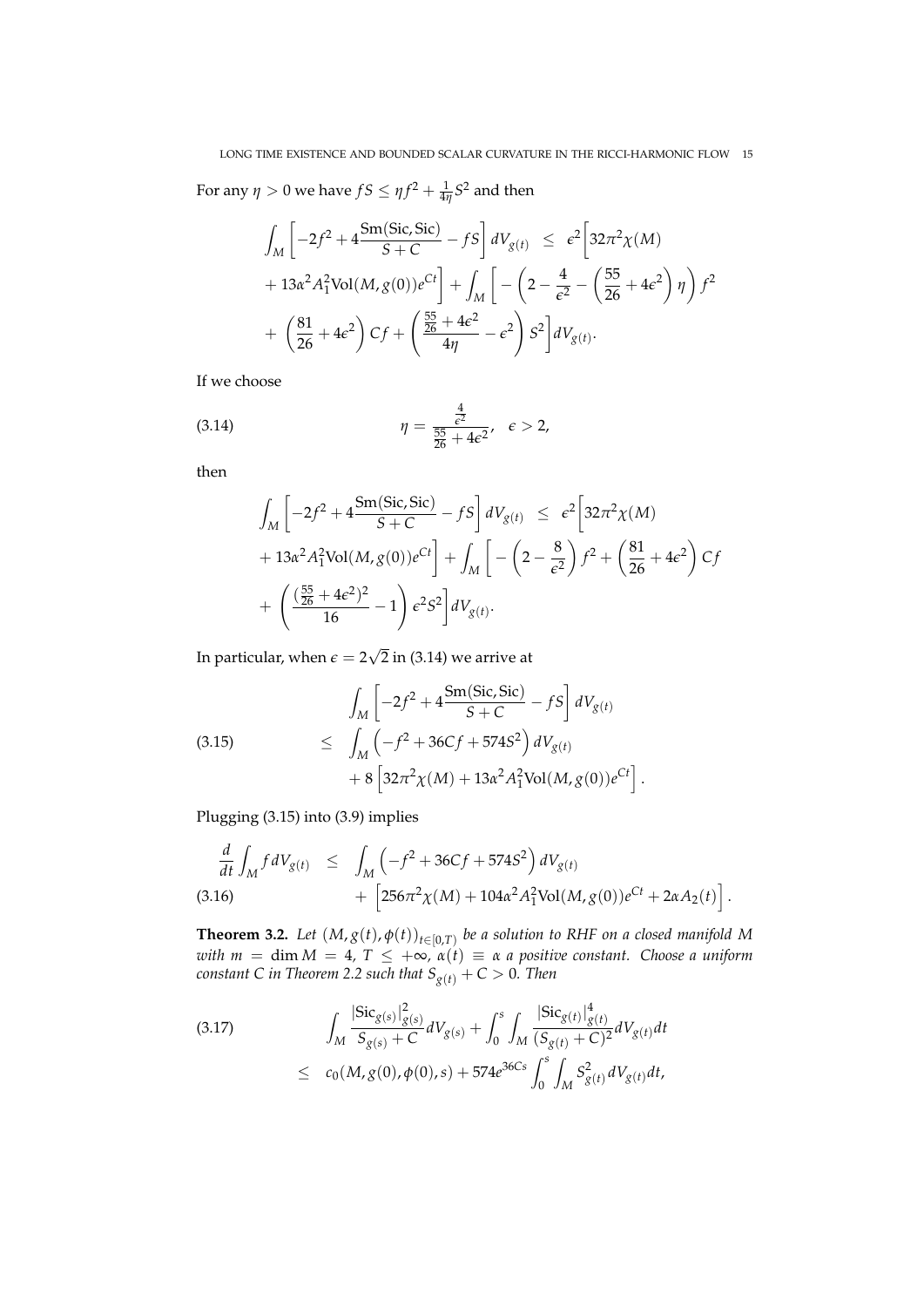For any $\eta > 0$ we have $fS \leq \eta f^2 + \frac{1}{4\eta} S^2$ and then

$$
\begin{aligned}
\int_M \left[-2f^2 + 4\frac{\mathrm{Sm}(\mathrm{Sic},\mathrm{Sic})}{S+C} - fS\right] dV_{g(t)} &\leq \epsilon^2 \Big[32\pi^2\chi(M) \\
+ 13\alpha^2 A_1^2 \mathrm{Vol}(M, g(0))e^{Ct}\Big] &+ \int_M \Big[-\left(2 - \frac{4}{\epsilon^2} - \left(\frac{55}{26} + 4\epsilon^2\right)\eta\right) f^2 \\
+ \left(\frac{81}{26} + 4\epsilon^2\right) Cf &+ \left(\frac{\frac{55}{26} + 4\epsilon^2}{4\eta} - \epsilon^2\right) S^2\Big] dV_{g(t)}.
\end{aligned}
$$

If we choose

$$
\eta = \frac{\frac{4}{\epsilon^2}}{\frac{55}{26} + 4\epsilon^2}, \quad \epsilon > 2, \tag{3.14}
$$

then

$$
\begin{aligned}
\int_M \left[-2f^2 + 4\frac{\mathrm{Sm}(\mathrm{Sic},\mathrm{Sic})}{S+C} - fS\right] dV_{g(t)} &\leq \epsilon^2 \Big[32\pi^2\chi(M) \\
+ 13\alpha^2 A_1^2 \mathrm{Vol}(M, g(0))e^{Ct}\Big] &+ \int_M \Big[-\left(2 - \frac{8}{\epsilon^2}\right) f^2 + \left(\frac{81}{26} + 4\epsilon^2\right) Cf \\
+ \left(\frac{(\frac{55}{26} + 4\epsilon^2)^2}{16} - 1\right) \epsilon^2 S^2\Big] dV_{g(t)}.
\end{aligned}
$$

In particular, when $\epsilon = 2\sqrt{2}$ in (3.14) we arrive at

$$
\begin{aligned}
&\int_M \left[-2f^2 + 4\frac{\mathrm{Sm}(\mathrm{Sic},\mathrm{Sic})}{S+C} - fS\right] dV_{g(t)} \\
\leq\ &\int_M \left(-f^2 + 36Cf + 574S^2\right) dV_{g(t)} \\
&+ 8\left[32\pi^2\chi(M) + 13\alpha^2 A_1^2 \mathrm{Vol}(M, g(0))e^{Ct}\right].
\end{aligned} \tag{3.15}
$$

Plugging (3.15) into (3.9) implies

$$
\begin{aligned}
\frac{d}{dt}\int_M f\, dV_{g(t)} &\leq \int_M \left(-f^2 + 36Cf + 574S^2\right) dV_{g(t)} \\
&+ \left[256\pi^2\chi(M) + 104\alpha^2 A_1^2 \mathrm{Vol}(M, g(0))e^{Ct} + 2\alpha A_2(t)\right].
\end{aligned} \tag{3.16}
$$

**Theorem 3.2.** *Let $(M, g(t), \phi(t))_{t\in[0,T)}$ be a solution to RHF on a closed manifold $M$ with $m = \dim M = 4$, $T \leq +\infty$, $\alpha(t) \equiv \alpha$ a positive constant. Choose a uniform constant $C$ in Theorem 2.2 such that $S_{g(t)} + C > 0$. Then*

$$
\begin{aligned}
&\int_M \frac{|\mathrm{Sic}_{g(s)}|^2_{g(s)}}{S_{g(s)} + C} dV_{g(s)} + \int_0^s \int_M \frac{|\mathrm{Sic}_{g(t)}|^4_{g(t)}}{(S_{g(t)} + C)^2} dV_{g(t)} dt \\
\leq\ &c_0(M, g(0), \phi(0), s) + 574 e^{36Cs} \int_0^s \int_M S^2_{g(t)} dV_{g(t)} dt,
\end{aligned} \tag{3.17}
$$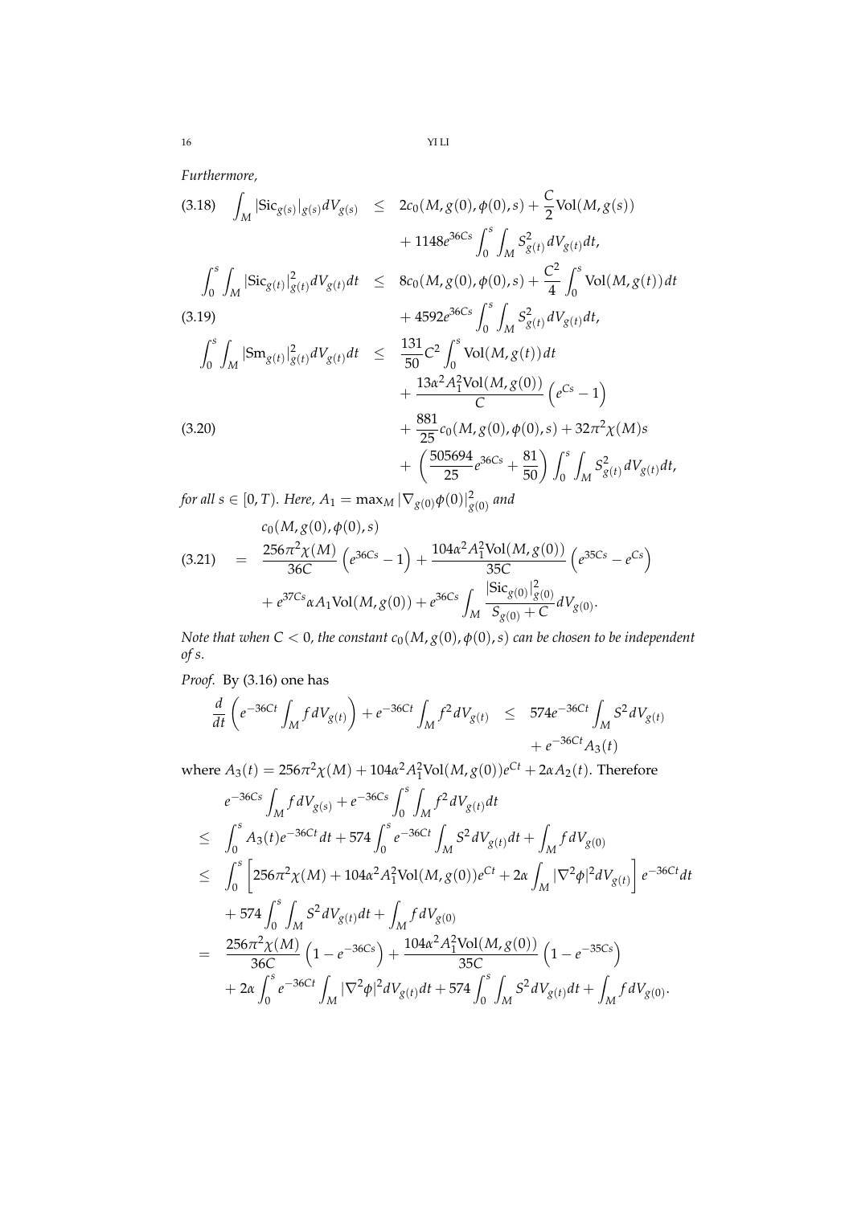*Furthermore,*

$$\int_M |\mathrm{Sic}_{g(s)}|_{g(s)} dV_{g(s)} \leq 2c_0(M, g(0), \phi(0), s) + \frac{C}{2}\mathrm{Vol}(M, g(s)) + 1148 e^{36Cs} \int_0^s \int_M S^2_{g(t)} dV_{g(t)} dt, \tag{3.18}$$

$$\int_0^s \int_M |\mathrm{Sic}_{g(t)}|^2_{g(t)} dV_{g(t)} dt \leq 8c_0(M, g(0), \phi(0), s) + \frac{C^2}{4}\int_0^s \mathrm{Vol}(M, g(t))dt + 4592 e^{36Cs}\int_0^s \int_M S^2_{g(t)} dV_{g(t)} dt, \tag{3.19}$$

$$\begin{aligned}\int_0^s \int_M |\mathrm{Sm}_{g(t)}|^2_{g(t)} dV_{g(t)} dt \leq\ & \frac{131}{50} C^2 \int_0^s \mathrm{Vol}(M, g(t))dt \\ & + \frac{13\alpha^2 A_1^2 \mathrm{Vol}(M, g(0))}{C}\left(e^{Cs} - 1\right) \\ & + \frac{881}{25} c_0(M, g(0), \phi(0), s) + 32\pi^2 \chi(M) s \\ & + \left(\frac{505694}{25} e^{36Cs} + \frac{81}{50}\right)\int_0^s \int_M S^2_{g(t)} dV_{g(t)} dt,\end{aligned} \tag{3.20}$$

*for all $s \in [0, T)$. Here, $A_1 = \max_M |\nabla_{g(0)}\phi(0)|^2_{g(0)}$ and*

$$\begin{aligned} & c_0(M, g(0), \phi(0), s) \\ = \ & \frac{256\pi^2\chi(M)}{36C}\left(e^{36Cs} - 1\right) + \frac{104\alpha^2 A_1^2 \mathrm{Vol}(M, g(0))}{35C}\left(e^{35Cs} - e^{Cs}\right) \\ & + e^{37Cs}\alpha A_1 \mathrm{Vol}(M, g(0)) + e^{36Cs}\int_M \frac{|\mathrm{Sic}_{g(0)}|^2_{g(0)}}{S_{g(0)} + C} dV_{g(0)}. \end{aligned} \tag{3.21}$$

*Note that when $C < 0$, the constant $c_0(M, g(0), \phi(0), s)$ can be chosen to be independent of $s$.*

*Proof.* By (3.16) one has

$$\frac{d}{dt}\left(e^{-36Ct}\int_M f dV_{g(t)}\right) + e^{-36Ct}\int_M f^2 dV_{g(t)} \leq 574 e^{-36Ct}\int_M S^2 dV_{g(t)} + e^{-36Ct} A_3(t)$$

where $A_3(t) = 256\pi^2\chi(M) + 104\alpha^2 A_1^2 \mathrm{Vol}(M, g(0))e^{Ct} + 2\alpha A_2(t)$. Therefore

$$\begin{aligned} & e^{-36Cs}\int_M f dV_{g(s)} + e^{-36Cs}\int_0^s \int_M f^2 dV_{g(t)} dt \\ \leq\ & \int_0^s A_3(t) e^{-36Ct} dt + 574\int_0^s e^{-36Ct}\int_M S^2 dV_{g(t)} dt + \int_M f dV_{g(0)} \\ \leq\ & \int_0^s \left[256\pi^2\chi(M) + 104\alpha^2 A_1^2 \mathrm{Vol}(M, g(0))e^{Ct} + 2\alpha \int_M |\nabla^2\phi|^2 dV_{g(t)}\right] e^{-36Ct} dt \\ & + 574\int_0^s \int_M S^2 dV_{g(t)} dt + \int_M f dV_{g(0)} \\ =\ & \frac{256\pi^2\chi(M)}{36C}\left(1 - e^{-36Cs}\right) + \frac{104\alpha^2 A_1^2 \mathrm{Vol}(M, g(0))}{35C}\left(1 - e^{-35Cs}\right) \\ & + 2\alpha\int_0^s e^{-36Ct}\int_M |\nabla^2\phi|^2 dV_{g(t)} dt + 574\int_0^s \int_M S^2 dV_{g(t)} dt + \int_M f dV_{g(0)}. \end{aligned}$$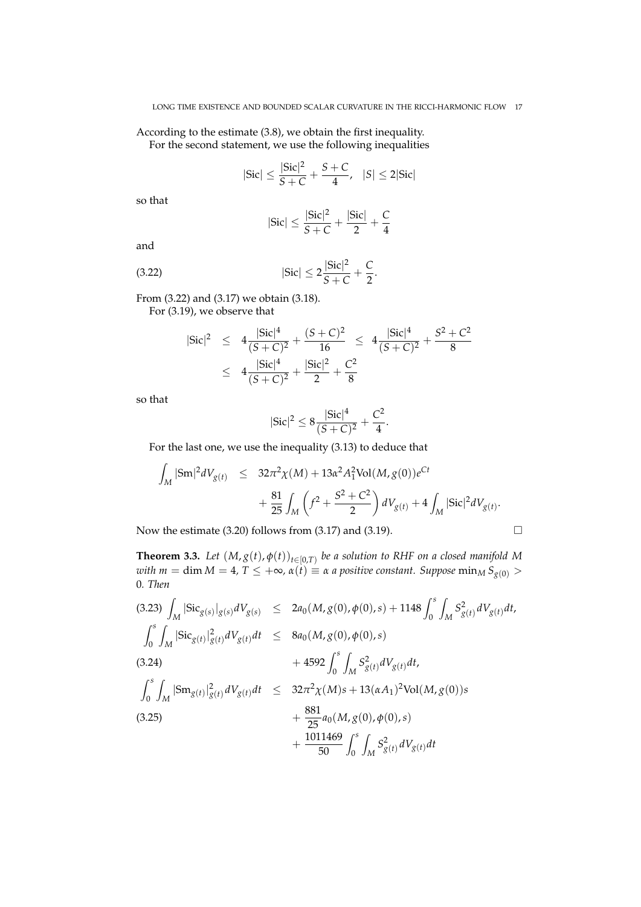According to the estimate (3.8), we obtain the first inequality.

For the second statement, we use the following inequalities

$$|\mathrm{Sic}| \leq \frac{|\mathrm{Sic}|^2}{S+C} + \frac{S+C}{4}, \quad |S| \leq 2|\mathrm{Sic}|$$

so that

$$|\mathrm{Sic}| \leq \frac{|\mathrm{Sic}|^2}{S+C} + \frac{|\mathrm{Sic}|}{2} + \frac{C}{4}$$

and

$$|\mathrm{Sic}| \leq 2\frac{|\mathrm{Sic}|^2}{S+C} + \frac{C}{2}. \tag{3.22}$$

From (3.22) and (3.17) we obtain (3.18).

For (3.19), we observe that

$$\begin{aligned}
|\mathrm{Sic}|^2 &\leq 4\frac{|\mathrm{Sic}|^4}{(S+C)^2} + \frac{(S+C)^2}{16} \leq 4\frac{|\mathrm{Sic}|^4}{(S+C)^2} + \frac{S^2+C^2}{8} \\
&\leq 4\frac{|\mathrm{Sic}|^4}{(S+C)^2} + \frac{|\mathrm{Sic}|^2}{2} + \frac{C^2}{8}
\end{aligned}$$

so that

$$|\mathrm{Sic}|^2 \leq 8\frac{|\mathrm{Sic}|^4}{(S+C)^2} + \frac{C^2}{4}.$$

For the last one, we use the inequality (3.13) to deduce that

$$\begin{aligned}
\int_M |\mathrm{Sm}|^2 dV_{g(t)} &\leq 32\pi^2\chi(M) + 13\alpha^2 A_1^2 \mathrm{Vol}(M, g(0))e^{Ct} \\
&\quad + \frac{81}{25}\int_M \left(f^2 + \frac{S^2+C^2}{2}\right) dV_{g(t)} + 4\int_M |\mathrm{Sic}|^2 dV_{g(t)}.
\end{aligned}$$

Now the estimate (3.20) follows from (3.17) and (3.19). $\square$

**Theorem 3.3.** *Let $(M, g(t), \phi(t))_{t\in[0,T)}$ be a solution to RHF on a closed manifold $M$ with $m = \dim M = 4$, $T \leq +\infty$, $\alpha(t) \equiv \alpha$ a positive constant. Suppose $\min_M S_{g(0)} > 0$. Then*

$$\int_M |\mathrm{Sic}_{g(s)}|_{g(s)} dV_{g(s)} \leq 2a_0(M, g(0), \phi(0), s) + 1148\int_0^s \int_M S_{g(t)}^2 dV_{g(t)} dt, \tag{3.23}$$

$$\int_0^s \int_M |\mathrm{Sic}_{g(t)}|_{g(t)}^2 dV_{g(t)} dt \leq 8a_0(M, g(0), \phi(0), s) + 4592\int_0^s \int_M S_{g(t)}^2 dV_{g(t)} dt, \tag{3.24}$$

$$\begin{aligned}
\int_0^s \int_M |\mathrm{Sm}_{g(t)}|_{g(t)}^2 dV_{g(t)} dt &\leq 32\pi^2\chi(M)s + 13(\alpha A_1)^2 \mathrm{Vol}(M, g(0))s \\
&\quad + \frac{881}{25}a_0(M, g(0), \phi(0), s) \\
&\quad + \frac{1011469}{50}\int_0^s \int_M S_{g(t)}^2 dV_{g(t)} dt
\end{aligned} \tag{3.25}$$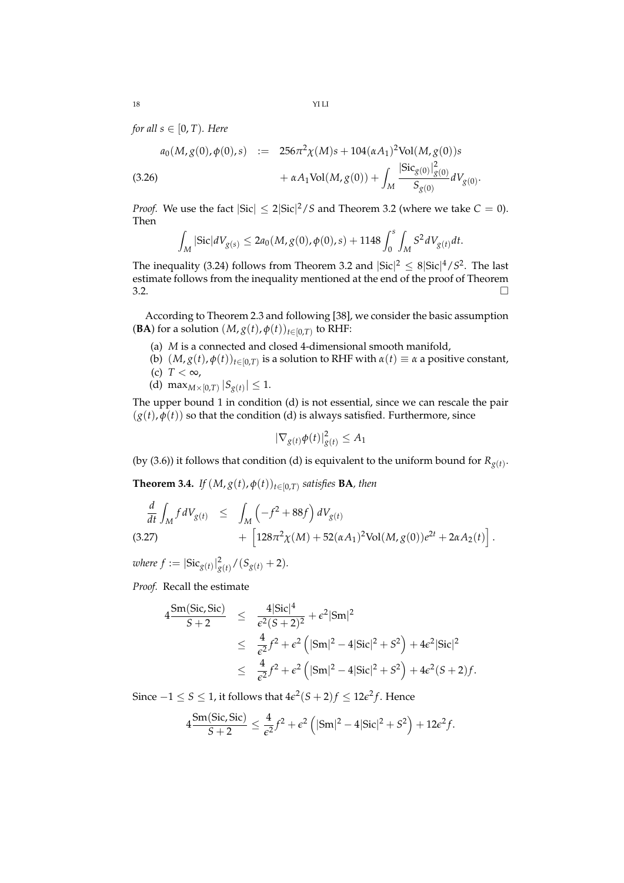*for all $s \in [0, T)$. Here*

$$
\begin{aligned}
a_0(M, g(0), \phi(0), s) \quad &:= \quad 256\pi^2\chi(M)s + 104(\alpha A_1)^2 \mathrm{Vol}(M, g(0))s \\
&\quad + \alpha A_1 \mathrm{Vol}(M, g(0)) + \int_M \frac{|\mathrm{Sic}_{g(0)}|^2_{g(0)}}{S_{g(0)}} dV_{g(0)}.
\end{aligned} \tag{3.26}
$$

*Proof.* We use the fact $|\mathrm{Sic}| \leq 2|\mathrm{Sic}|^2/S$ and Theorem 3.2 (where we take $C = 0$). Then

$$
\int_M |\mathrm{Sic}| dV_{g(s)} \leq 2a_0(M, g(0), \phi(0), s) + 1148 \int_0^s \int_M S^2 dV_{g(t)} dt.
$$

The inequality (3.24) follows from Theorem 3.2 and $|\mathrm{Sic}|^2 \leq 8|\mathrm{Sic}|^4/S^2$. The last estimate follows from the inequality mentioned at the end of the proof of Theorem 3.2. $\square$

According to Theorem 2.3 and following [38], we consider the basic assumption (**BA**) for a solution $(M, g(t), \phi(t))_{t\in[0,T)}$ to RHF:

- (a) $M$ is a connected and closed 4-dimensional smooth manifold,
- (b) $(M, g(t), \phi(t))_{t\in[0,T)}$ is a solution to RHF with $\alpha(t) \equiv \alpha$ a positive constant,
- (c) $T < \infty$,
- (d) $\max_{M\times[0,T)} |S_{g(t)}| \leq 1$.

The upper bound 1 in condition (d) is not essential, since we can rescale the pair $(g(t), \phi(t))$ so that the condition (d) is always satisfied. Furthermore, since

$$
|\nabla_{g(t)}\phi(t)|^2_{g(t)} \leq A_1
$$

(by (3.6)) it follows that condition (d) is equivalent to the uniform bound for $R_{g(t)}$.

**Theorem 3.4.** *If $(M, g(t), \phi(t))_{t\in[0,T)}$ satisfies* **BA***, then*

$$
\begin{aligned}
\frac{d}{dt}\int_M f dV_{g(t)} \quad &\leq \quad \int_M \left(-f^2 + 88f\right) dV_{g(t)} \\
&\quad + \left[128\pi^2\chi(M) + 52(\alpha A_1)^2 \mathrm{Vol}(M, g(0))e^{2t} + 2\alpha A_2(t)\right].
\end{aligned} \tag{3.27}
$$

*where $f := |\mathrm{Sic}_{g(t)}|^2_{g(t)}/(S_{g(t)} + 2)$.*

*Proof.* Recall the estimate

$$
\begin{aligned}
4\frac{\mathrm{Sm}(\mathrm{Sic}, \mathrm{Sic})}{S+2} \quad &\leq \quad \frac{4|\mathrm{Sic}|^4}{\epsilon^2(S+2)^2} + \epsilon^2|\mathrm{Sm}|^2 \\
&\leq \quad \frac{4}{\epsilon^2}f^2 + \epsilon^2\left(|\mathrm{Sm}|^2 - 4|\mathrm{Sic}|^2 + S^2\right) + 4\epsilon^2|\mathrm{Sic}|^2 \\
&\leq \quad \frac{4}{\epsilon^2}f^2 + \epsilon^2\left(|\mathrm{Sm}|^2 - 4|\mathrm{Sic}|^2 + S^2\right) + 4\epsilon^2(S+2)f.
\end{aligned}
$$

Since $-1 \leq S \leq 1$, it follows that $4\epsilon^2(S+2)f \leq 12\epsilon^2 f$. Hence

$$
4\frac{\mathrm{Sm}(\mathrm{Sic}, \mathrm{Sic})}{S+2} \leq \frac{4}{\epsilon^2}f^2 + \epsilon^2\left(|\mathrm{Sm}|^2 - 4|\mathrm{Sic}|^2 + S^2\right) + 12\epsilon^2 f.
$$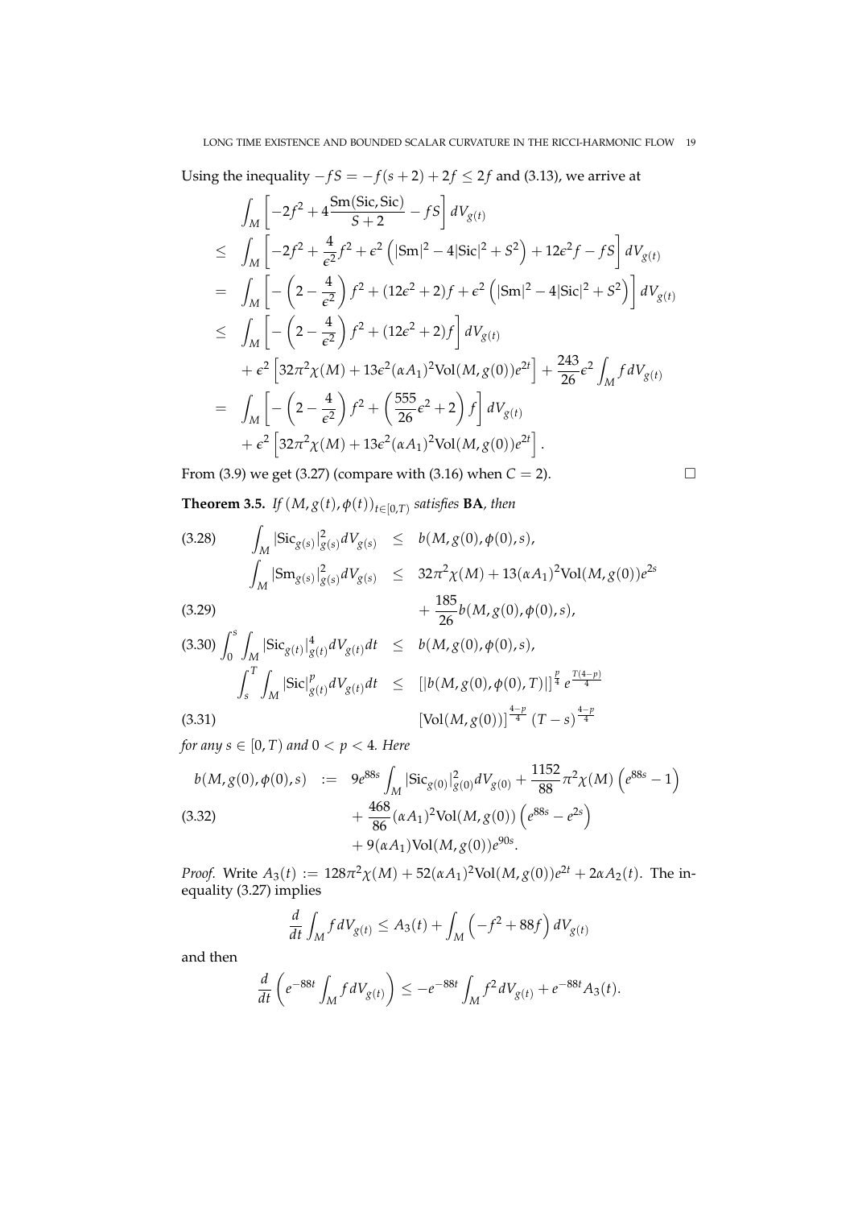Using the inequality $-fS = -f(s+2) + 2f \leq 2f$ and (3.13), we arrive at

$$
\begin{aligned}
& \int_M \left[ -2f^2 + 4\frac{\mathrm{Sm}(\mathrm{Sic}, \mathrm{Sic})}{S+2} - fS \right] dV_{g(t)} \\
\leq \ & \int_M \left[ -2f^2 + \frac{4}{\epsilon^2} f^2 + \epsilon^2 \left( |\mathrm{Sm}|^2 - 4|\mathrm{Sic}|^2 + S^2 \right) + 12\epsilon^2 f - fS \right] dV_{g(t)} \\
= \ & \int_M \left[ -\left(2 - \frac{4}{\epsilon^2}\right) f^2 + (12\epsilon^2 + 2) f + \epsilon^2 \left( |\mathrm{Sm}|^2 - 4|\mathrm{Sic}|^2 + S^2 \right) \right] dV_{g(t)} \\
\leq \ & \int_M \left[ -\left(2 - \frac{4}{\epsilon^2}\right) f^2 + (12\epsilon^2 + 2) f \right] dV_{g(t)} \\
& + \epsilon^2 \left[ 32\pi^2 \chi(M) + 13\epsilon^2 (\alpha A_1)^2 \mathrm{Vol}(M, g(0)) e^{2t} \right] + \frac{243}{26}\epsilon^2 \int_M f \, dV_{g(t)} \\
= \ & \int_M \left[ -\left(2 - \frac{4}{\epsilon^2}\right) f^2 + \left(\frac{555}{26}\epsilon^2 + 2\right) f \right] dV_{g(t)} \\
& + \epsilon^2 \left[ 32\pi^2 \chi(M) + 13\epsilon^2 (\alpha A_1)^2 \mathrm{Vol}(M, g(0)) e^{2t} \right].
\end{aligned}
$$

From (3.9) we get (3.27) (compare with (3.16) when $C = 2$). □

**Theorem 3.5.** *If $(M, g(t), \phi(t))_{t \in [0,T)}$ satisfies* **BA**, *then*

$$
\int_M |\mathrm{Sic}_{g(s)}|^2_{g(s)} dV_{g(s)} \leq b(M, g(0), \phi(0), s), \tag{3.28}
$$

$$
\int_M |\mathrm{Sm}_{g(s)}|^2_{g(s)} dV_{g(s)} \leq 32\pi^2 \chi(M) + 13(\alpha A_1)^2 \mathrm{Vol}(M, g(0)) e^{2s} + \frac{185}{26} b(M, g(0), \phi(0), s), \tag{3.29}
$$

$$
\int_0^s \int_M |\mathrm{Sic}_{g(t)}|^4_{g(t)} dV_{g(t)} dt \leq b(M, g(0), \phi(0), s), \tag{3.30}
$$

$$
\int_s^T \int_M |\mathrm{Sic}|^p_{g(t)} dV_{g(t)} dt \leq \left[ |b(M, g(0), \phi(0), T)| \right]^{\frac{p}{4}} e^{\frac{T(4-p)}{4}} \left[ \mathrm{Vol}(M, g(0)) \right]^{\frac{4-p}{4}} (T-s)^{\frac{4-p}{4}} \tag{3.31}
$$

*for any $s \in [0, T)$ and $0 < p < 4$. Here*

$$
\begin{aligned}
b(M, g(0), \phi(0), s) := \ & 9e^{88s} \int_M |\mathrm{Sic}_{g(0)}|^2_{g(0)} dV_{g(0)} + \frac{1152}{88}\pi^2 \chi(M) \left( e^{88s} - 1 \right) \\
& + \frac{468}{86} (\alpha A_1)^2 \mathrm{Vol}(M, g(0)) \left( e^{88s} - e^{2s} \right) \\
& + 9(\alpha A_1) \mathrm{Vol}(M, g(0)) e^{90s}.
\end{aligned} \tag{3.32}
$$

*Proof.* Write $A_3(t) := 128\pi^2 \chi(M) + 52(\alpha A_1)^2 \mathrm{Vol}(M, g(0)) e^{2t} + 2\alpha A_2(t)$. The inequality (3.27) implies

$$
\frac{d}{dt} \int_M f \, dV_{g(t)} \leq A_3(t) + \int_M \left( -f^2 + 88f \right) dV_{g(t)}
$$

and then

$$
\frac{d}{dt} \left( e^{-88t} \int_M f \, dV_{g(t)} \right) \leq -e^{-88t} \int_M f^2 \, dV_{g(t)} + e^{-88t} A_3(t).
$$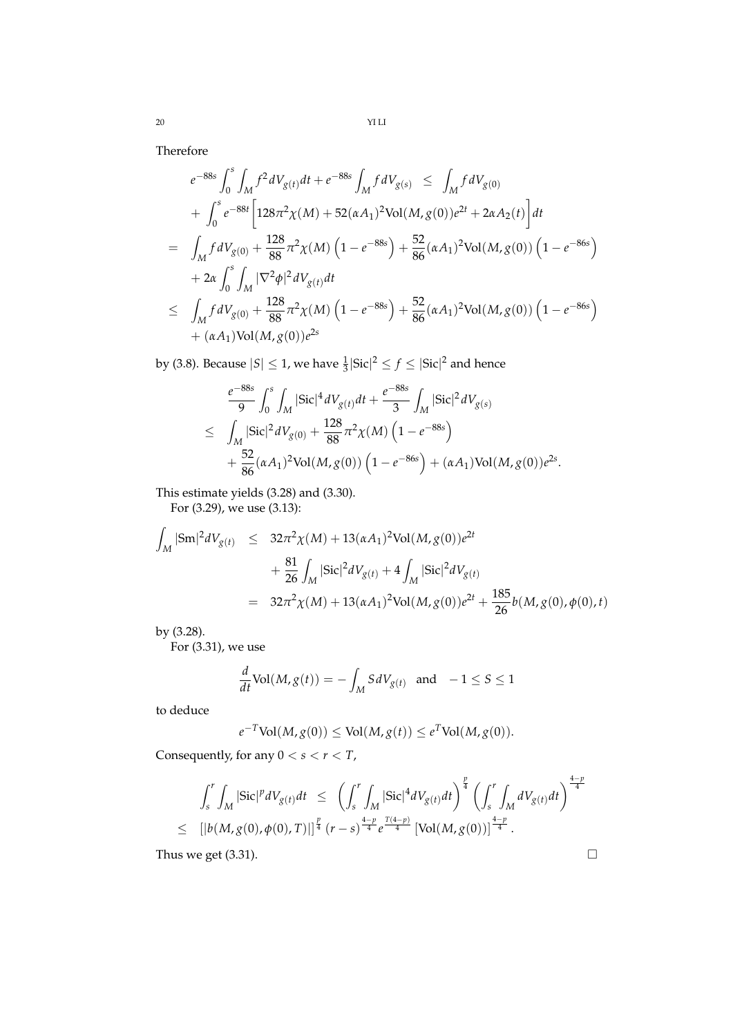Therefore

$$
\begin{aligned}
& e^{-88s}\int_0^s\int_M f^2 dV_{g(t)}dt + e^{-88s}\int_M f dV_{g(s)} \leq \int_M f dV_{g(0)} \\
& + \int_0^s e^{-88t}\left[128\pi^2\chi(M) + 52(\alpha A_1)^2\mathrm{Vol}(M,g(0))e^{2t} + 2\alpha A_2(t)\right]dt \\
= \ & \int_M f dV_{g(0)} + \frac{128}{88}\pi^2\chi(M)\left(1-e^{-88s}\right) + \frac{52}{86}(\alpha A_1)^2\mathrm{Vol}(M,g(0))\left(1-e^{-86s}\right) \\
& + 2\alpha\int_0^s\int_M|\nabla^2\phi|^2 dV_{g(t)}dt \\
\leq \ & \int_M f dV_{g(0)} + \frac{128}{88}\pi^2\chi(M)\left(1-e^{-88s}\right) + \frac{52}{86}(\alpha A_1)^2\mathrm{Vol}(M,g(0))\left(1-e^{-86s}\right) \\
& + (\alpha A_1)\mathrm{Vol}(M,g(0))e^{2s}
\end{aligned}
$$

by (3.8). Because $|S|\leq 1$, we have $\frac{1}{3}|\mathrm{Sic}|^2 \leq f \leq |\mathrm{Sic}|^2$ and hence

$$
\begin{aligned}
& \frac{e^{-88s}}{9}\int_0^s\int_M|\mathrm{Sic}|^4 dV_{g(t)}dt + \frac{e^{-88s}}{3}\int_M|\mathrm{Sic}|^2 dV_{g(s)} \\
\leq \ & \int_M|\mathrm{Sic}|^2 dV_{g(0)} + \frac{128}{88}\pi^2\chi(M)\left(1-e^{-88s}\right) \\
& + \frac{52}{86}(\alpha A_1)^2\mathrm{Vol}(M,g(0))\left(1-e^{-86s}\right) + (\alpha A_1)\mathrm{Vol}(M,g(0))e^{2s}.
\end{aligned}
$$

This estimate yields (3.28) and (3.30).

For (3.29), we use (3.13):

$$
\begin{aligned}
\int_M|\mathrm{Sm}|^2 dV_{g(t)} \leq \ & 32\pi^2\chi(M) + 13(\alpha A_1)^2\mathrm{Vol}(M,g(0))e^{2t} \\
& + \frac{81}{26}\int_M|\mathrm{Sic}|^2 dV_{g(t)} + 4\int_M|\mathrm{Sic}|^2 dV_{g(t)} \\
= \ & 32\pi^2\chi(M) + 13(\alpha A_1)^2\mathrm{Vol}(M,g(0))e^{2t} + \frac{185}{26}b(M,g(0),\phi(0),t)
\end{aligned}
$$

by (3.28).

For (3.31), we use

$$
\frac{d}{dt}\mathrm{Vol}(M,g(t)) = -\int_M S dV_{g(t)} \quad \text{and} \quad -1\leq S\leq 1
$$

to deduce

$$
e^{-T}\mathrm{Vol}(M,g(0)) \leq \mathrm{Vol}(M,g(t)) \leq e^{T}\mathrm{Vol}(M,g(0)).
$$

Consequently, for any $0<s<r<T$,

$$
\begin{aligned}
& \int_s^r\int_M|\mathrm{Sic}|^p dV_{g(t)}dt \leq \left(\int_s^r\int_M|\mathrm{Sic}|^4 dV_{g(t)}dt\right)^{\frac{p}{4}}\left(\int_s^r\int_M dV_{g(t)}dt\right)^{\frac{4-p}{4}} \\
\leq \ & \left[|b(M,g(0),\phi(0),T)|\right]^{\frac{p}{4}}(r-s)^{\frac{4-p}{4}}e^{\frac{T(4-p)}{4}}\left[\mathrm{Vol}(M,g(0))\right]^{\frac{4-p}{4}}.
\end{aligned}
$$

Thus we get (3.31). $\square$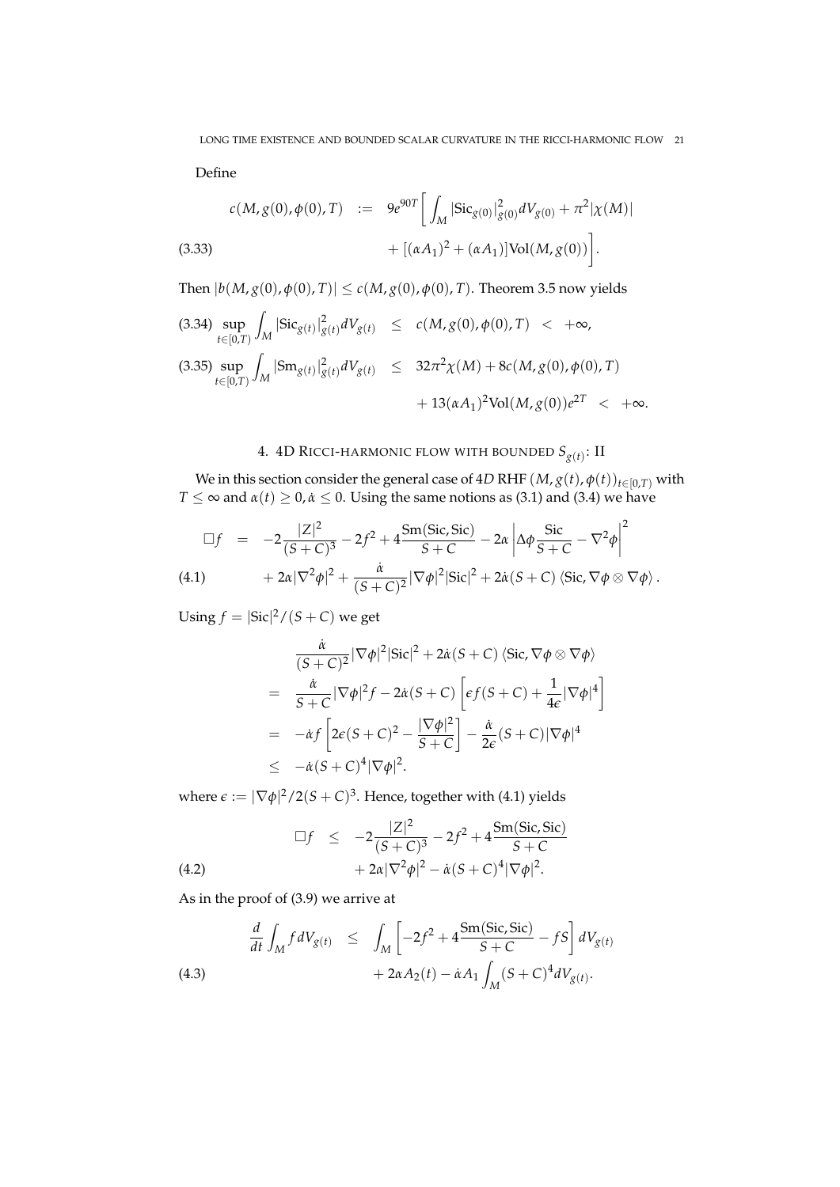Define

$$
\begin{aligned}
c(M, g(0), \phi(0), T) \quad &:= \quad 9e^{90T}\bigg[\int_M |\mathrm{Sic}_{g(0)}|^2_{g(0)} dV_{g(0)} + \pi^2|\chi(M)| \\
&\quad + [(\alpha A_1)^2 + (\alpha A_1)]\mathrm{Vol}(M, g(0))\bigg]. \qquad (3.33)
\end{aligned}
$$

Then $|b(M, g(0), \phi(0), T)| \leq c(M, g(0), \phi(0), T)$. Theorem 3.5 now yields

$$
\sup_{t\in[0,T)} \int_M |\mathrm{Sic}_{g(t)}|^2_{g(t)} dV_{g(t)} \quad \leq \quad c(M, g(0), \phi(0), T) \quad < \quad +\infty, \qquad (3.34)
$$

$$
\begin{aligned}
\sup_{t\in[0,T)} \int_M |\mathrm{Sm}_{g(t)}|^2_{g(t)} dV_{g(t)} \quad &\leq \quad 32\pi^2\chi(M) + 8c(M, g(0), \phi(0), T) \\
&\quad + 13(\alpha A_1)^2 \mathrm{Vol}(M, g(0))e^{2T} \quad < \quad +\infty. \qquad (3.35)
\end{aligned}
$$

## 4. 4D Ricci-harmonic flow with bounded $S_{g(t)}$: II

We in this section consider the general case of 4$D$ RHF $(M, g(t), \phi(t))_{t\in[0,T)}$ with $T \leq \infty$ and $\alpha(t) \geq 0, \dot{\alpha} \leq 0$. Using the same notions as (3.1) and (3.4) we have

$$
\begin{aligned}
\Box f \quad &= \quad -2\frac{|Z|^2}{(S+C)^3} - 2f^2 + 4\frac{\mathrm{Sm}(\mathrm{Sic}, \mathrm{Sic})}{S+C} - 2\alpha\left|\Delta\phi\frac{\mathrm{Sic}}{S+C} - \nabla^2\phi\right|^2 \\
&\quad + 2\alpha|\nabla^2\phi|^2 + \frac{\dot{\alpha}}{(S+C)^2}|\nabla\phi|^2|\mathrm{Sic}|^2 + 2\dot{\alpha}(S+C)\left\langle \mathrm{Sic}, \nabla\phi \otimes \nabla\phi \right\rangle. \qquad (4.1)
\end{aligned}
$$

Using $f = |\mathrm{Sic}|^2/(S+C)$ we get

$$
\begin{aligned}
& \frac{\dot{\alpha}}{(S+C)^2}|\nabla\phi|^2|\mathrm{Sic}|^2 + 2\dot{\alpha}(S+C)\left\langle \mathrm{Sic}, \nabla\phi \otimes \nabla\phi \right\rangle \\
= \quad & \frac{\dot{\alpha}}{S+C}|\nabla\phi|^2 f - 2\dot{\alpha}(S+C)\left[\epsilon f(S+C) + \frac{1}{4\epsilon}|\nabla\phi|^4\right] \\
= \quad & -\dot{\alpha} f\left[2\epsilon(S+C)^2 - \frac{|\nabla\phi|^2}{S+C}\right] - \frac{\dot{\alpha}}{2\epsilon}(S+C)|\nabla\phi|^4 \\
\leq \quad & -\dot{\alpha}(S+C)^4|\nabla\phi|^2.
\end{aligned}
$$

where $\epsilon := |\nabla\phi|^2/2(S+C)^3$. Hence, together with (4.1) yields

$$
\begin{aligned}
\Box f \quad &\leq \quad -2\frac{|Z|^2}{(S+C)^3} - 2f^2 + 4\frac{\mathrm{Sm}(\mathrm{Sic}, \mathrm{Sic})}{S+C} \\
&\quad + 2\alpha|\nabla^2\phi|^2 - \dot{\alpha}(S+C)^4|\nabla\phi|^2. \qquad (4.2)
\end{aligned}
$$

As in the proof of (3.9) we arrive at

$$
\begin{aligned}
\frac{d}{dt}\int_M f\, dV_{g(t)} \quad &\leq \quad \int_M \left[-2f^2 + 4\frac{\mathrm{Sm}(\mathrm{Sic}, \mathrm{Sic})}{S+C} - fS\right] dV_{g(t)} \\
&\quad + 2\alpha A_2(t) - \dot{\alpha} A_1 \int_M (S+C)^4 dV_{g(t)}. \qquad (4.3)
\end{aligned}
$$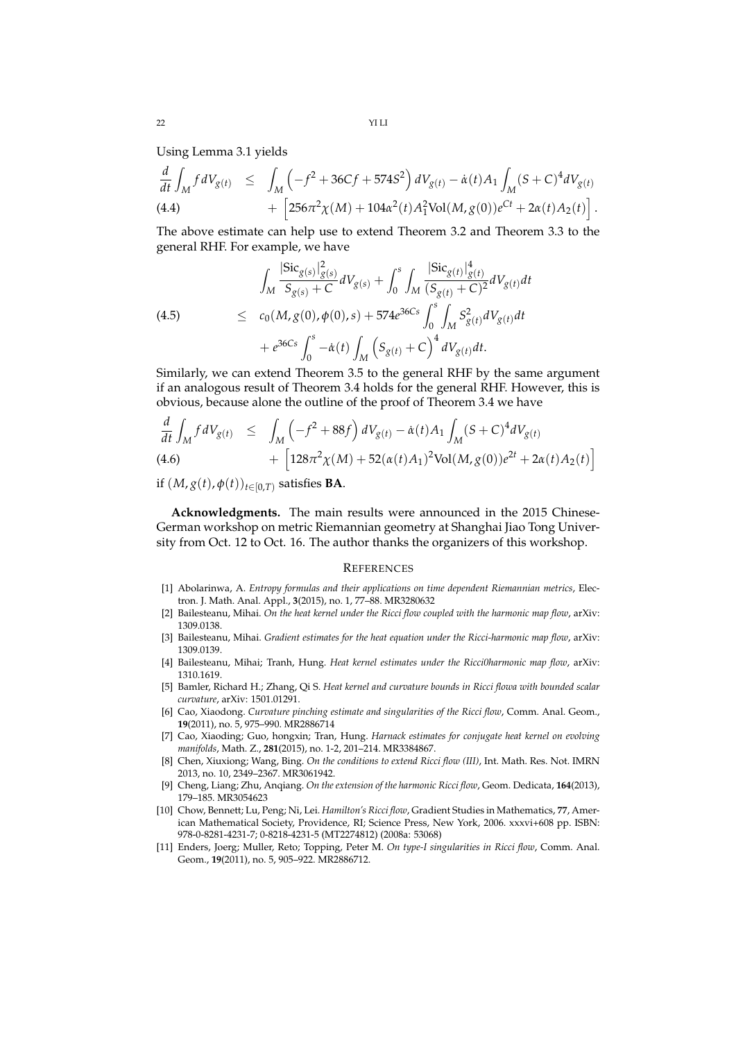Using Lemma 3.1 yields

$$
\begin{aligned}
\frac{d}{dt}\int_M f\,dV_{g(t)} &\leq \int_M\left(-f^2+36Cf+574S^2\right)dV_{g(t)}-\dot{\alpha}(t)A_1\int_M(S+C)^4dV_{g(t)} \\
&\quad + \left[256\pi^2\chi(M)+104\alpha^2(t)A_1^2\mathrm{Vol}(M,g(0))e^{Ct}+2\alpha(t)A_2(t)\right]. \qquad (4.4)
\end{aligned}
$$

The above estimate can help use to extend Theorem 3.2 and Theorem 3.3 to the general RHF. For example, we have

$$
\begin{aligned}
&\int_M \frac{|\mathrm{Sic}_{g(s)}|^2_{g(s)}}{S_{g(s)}+C}dV_{g(s)}+\int_0^s\int_M\frac{|\mathrm{Sic}_{g(t)}|^4_{g(t)}}{(S_{g(t)}+C)^2}dV_{g(t)}dt \\
\leq\ & c_0(M,g(0),\phi(0),s)+574e^{36Cs}\int_0^s\int_M S^2_{g(t)}dV_{g(t)}dt \qquad (4.5)\\
&+e^{36Cs}\int_0^s-\dot{\alpha}(t)\int_M\left(S_{g(t)}+C\right)^4dV_{g(t)}dt.
\end{aligned}
$$

Similarly, we can extend Theorem 3.5 to the general RHF by the same argument if an analogous result of Theorem 3.4 holds for the general RHF. However, this is obvious, because alone the outline of the proof of Theorem 3.4 we have

$$
\begin{aligned}
\frac{d}{dt}\int_M f\,dV_{g(t)} &\leq \int_M\left(-f^2+88f\right)dV_{g(t)}-\dot{\alpha}(t)A_1\int_M(S+C)^4dV_{g(t)} \\
&\quad + \left[128\pi^2\chi(M)+52(\alpha(t)A_1)^2\mathrm{Vol}(M,g(0))e^{2t}+2\alpha(t)A_2(t)\right] \qquad (4.6)
\end{aligned}
$$

if $(M,g(t),\phi(t))_{t\in[0,T)}$ satisfies **BA**.

**Acknowledgments.** The main results were announced in the 2015 Chinese-German workshop on metric Riemannian geometry at Shanghai Jiao Tong University from Oct. 12 to Oct. 16. The author thanks the organizers of this workshop.

## References

[1] Abolarinwa, A. *Entropy formulas and their applications on time dependent Riemannian metrics*, Electron. J. Math. Anal. Appl., **3**(2015), no. 1, 77–88. MR3280632

[2] Bailesteanu, Mihai. *On the heat kernel under the Ricci flow coupled with the harmonic map flow*, arXiv: 1309.0138.

[3] Bailesteanu, Mihai. *Gradient estimates for the heat equation under the Ricci-harmonic map flow*, arXiv: 1309.0139.

[4] Bailesteanu, Mihai; Tranh, Hung. *Heat kernel estimates under the Ricci0harmonic map flow*, arXiv: 1310.1619.

[5] Bamler, Richard H.; Zhang, Qi S. *Heat kernel and curvature bounds in Ricci flowa with bounded scalar curvature*, arXiv: 1501.01291.

[6] Cao, Xiaodong. *Curvature pinching estimate and singularities of the Ricci flow*, Comm. Anal. Geom., **19**(2011), no. 5, 975–990. MR2886714

[7] Cao, Xiaoding; Guo, hongxin; Tran, Hung. *Harnack estimates for conjugate heat kernel on evolving manifolds*, Math. Z., **281**(2015), no. 1-2, 201–214. MR3384867.

[8] Chen, Xiuxiong; Wang, Bing. *On the conditions to extend Ricci flow (III)*, Int. Math. Res. Not. IMRN 2013, no. 10, 2349–2367. MR3061942.

[9] Cheng, Liang; Zhu, Anqiang. *On the extension of the harmonic Ricci flow*, Geom. Dedicata, **164**(2013), 179–185. MR3054623

[10] Chow, Bennett; Lu, Peng; Ni, Lei. *Hamilton's Ricci flow*, Gradient Studies in Mathematics, **77**, American Mathematical Society, Providence, RI; Science Press, New York, 2006. xxxvi+608 pp. ISBN: 978-0-8281-4231-7; 0-8218-4231-5 (MT2274812) (2008a: 53068)

[11] Enders, Joerg; Muller, Reto; Topping, Peter M. *On type-I singularities in Ricci flow*, Comm. Anal. Geom., **19**(2011), no. 5, 905–922. MR2886712.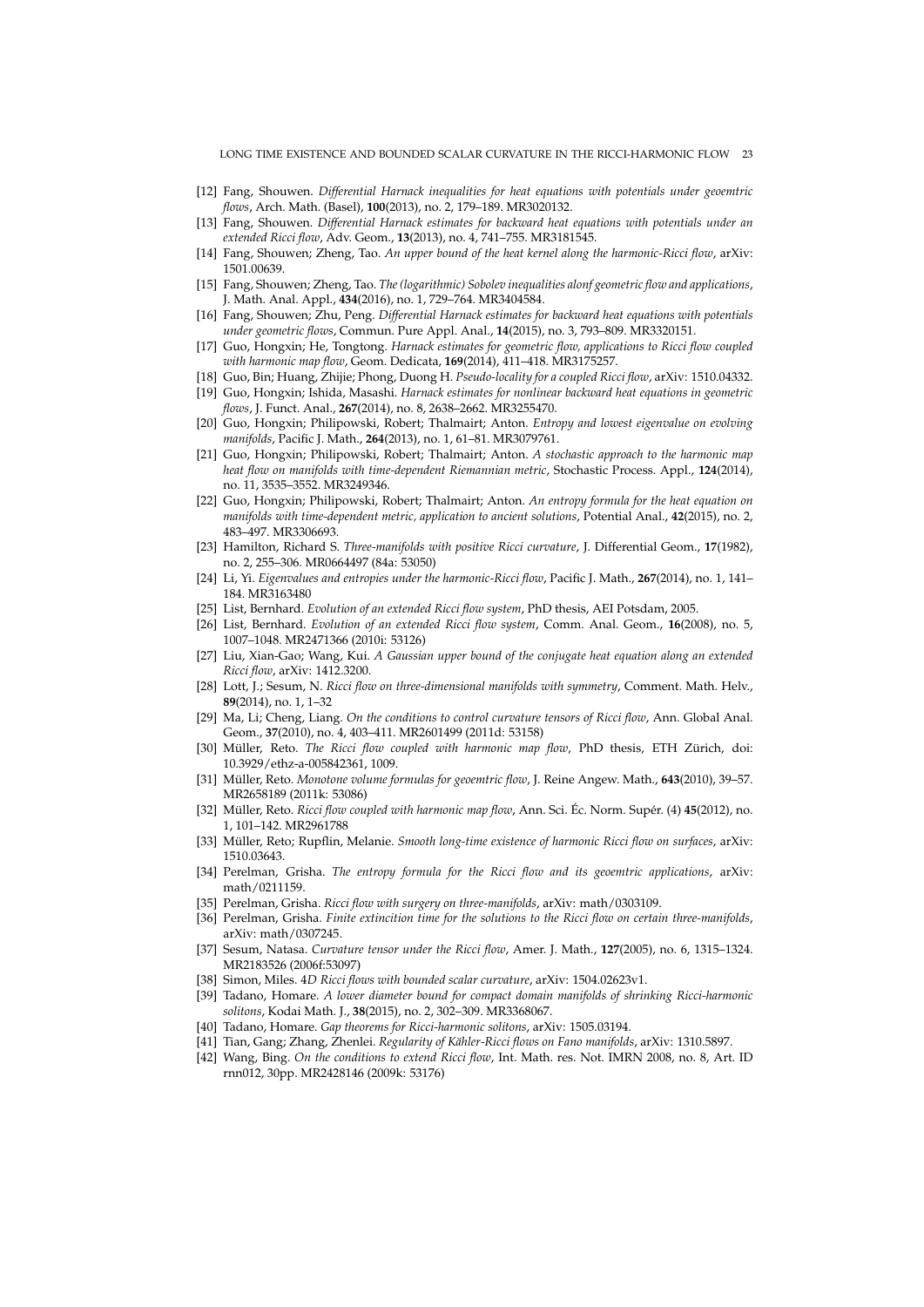- [12] Fang, Shouwen. *Differential Harnack inequalities for heat equations with potentials under geoemtric flows*, Arch. Math. (Basel), **100**(2013), no. 2, 179–189. MR3020132.
- [13] Fang, Shouwen. *Differential Harnack estimates for backward heat equations with potentials under an extended Ricci flow*, Adv. Geom., **13**(2013), no. 4, 741–755. MR3181545.
- [14] Fang, Shouwen; Zheng, Tao. *An upper bound of the heat kernel along the harmonic-Ricci flow*, arXiv: 1501.00639.
- [15] Fang, Shouwen; Zheng, Tao. *The (logarithmic) Sobolev inequalities alonf geometric flow and applications*, J. Math. Anal. Appl., **434**(2016), no. 1, 729–764. MR3404584.
- [16] Fang, Shouwen; Zhu, Peng. *Differential Harnack estimates for backward heat equations with potentials under geometric flows*, Commun. Pure Appl. Anal., **14**(2015), no. 3, 793–809. MR3320151.
- [17] Guo, Hongxin; He, Tongtong. *Harnack estimates for geometric flow, applications to Ricci flow coupled with harmonic map flow*, Geom. Dedicata, **169**(2014), 411–418. MR3175257.
- [18] Guo, Bin; Huang, Zhijie; Phong, Duong H. *Pseudo-locality for a coupled Ricci flow*, arXiv: 1510.04332.
- [19] Guo, Hongxin; Ishida, Masashi. *Harnack estimates for nonlinear backward heat equations in geometric flows*, J. Funct. Anal., **267**(2014), no. 8, 2638–2662. MR3255470.
- [20] Guo, Hongxin; Philipowski, Robert; Thalmairt; Anton. *Entropy and lowest eigenvalue on evolving manifolds*, Pacific J. Math., **264**(2013), no. 1, 61–81. MR3079761.
- [21] Guo, Hongxin; Philipowski, Robert; Thalmairt; Anton. *A stochastic approach to the harmonic map heat flow on manifolds with time-dependent Riemannian metric*, Stochastic Process. Appl., **124**(2014), no. 11, 3535–3552. MR3249346.
- [22] Guo, Hongxin; Philipowski, Robert; Thalmairt; Anton. *An entropy formula for the heat equation on manifolds with time-dependent metric, application to ancient solutions*, Potential Anal., **42**(2015), no. 2, 483–497. MR3306693.
- [23] Hamilton, Richard S. *Three-manifolds with positive Ricci curvature*, J. Differential Geom., **17**(1982), no. 2, 255–306. MR0664497 (84a: 53050)
- [24] Li, Yi. *Eigenvalues and entropies under the harmonic-Ricci flow*, Pacific J. Math., **267**(2014), no. 1, 141–184. MR3163480
- [25] List, Bernhard. *Evolution of an extended Ricci flow system*, PhD thesis, AEI Potsdam, 2005.
- [26] List, Bernhard. *Evolution of an extended Ricci flow system*, Comm. Anal. Geom., **16**(2008), no. 5, 1007–1048. MR2471366 (2010i: 53126)
- [27] Liu, Xian-Gao; Wang, Kui. *A Gaussian upper bound of the conjugate heat equation along an extended Ricci flow*, arXiv: 1412.3200.
- [28] Lott, J.; Sesum, N. *Ricci flow on three-dimensional manifolds with symmetry*, Comment. Math. Helv., **89**(2014), no. 1, 1–32
- [29] Ma, Li; Cheng, Liang. *On the conditions to control curvature tensors of Ricci flow*, Ann. Global Anal. Geom., **37**(2010), no. 4, 403–411. MR2601499 (2011d: 53158)
- [30] Müller, Reto. *The Ricci flow coupled with harmonic map flow*, PhD thesis, ETH Zürich, doi: 10.3929/ethz-a-005842361, 1009.
- [31] Müller, Reto. *Monotone volume formulas for geoemtric flow*, J. Reine Angew. Math., **643**(2010), 39–57. MR2658189 (2011k: 53086)
- [32] Müller, Reto. *Ricci flow coupled with harmonic map flow*, Ann. Sci. Éc. Norm. Supér. (4) **45**(2012), no. 1, 101–142. MR2961788
- [33] Müller, Reto; Rupflin, Melanie. *Smooth long-time existence of harmonic Ricci flow on surfaces*, arXiv: 1510.03643.
- [34] Perelman, Grisha. *The entropy formula for the Ricci flow and its geoemtric applications*, arXiv: math/0211159.
- [35] Perelman, Grisha. *Ricci flow with surgery on three-manifolds*, arXiv: math/0303109.
- [36] Perelman, Grisha. *Finite extincition time for the solutions to the Ricci flow on certain three-manifolds*, arXiv: math/0307245.
- [37] Sesum, Natasa. *Curvature tensor under the Ricci flow*, Amer. J. Math., **127**(2005), no. 6, 1315–1324. MR2183526 (2006f:53097)
- [38] Simon, Miles. *4D Ricci flows with bounded scalar curvature*, arXiv: 1504.02623v1.
- [39] Tadano, Homare. *A lower diameter bound for compact domain manifolds of shrinking Ricci-harmonic solitons*, Kodai Math. J., **38**(2015), no. 2, 302–309. MR3368067.
- [40] Tadano, Homare. *Gap theorems for Ricci-harmonic solitons*, arXiv: 1505.03194.
- [41] Tian, Gang; Zhang, Zhenlei. *Regularity of Kähler-Ricci flows on Fano manifolds*, arXiv: 1310.5897.
- [42] Wang, Bing. *On the conditions to extend Ricci flow*, Int. Math. res. Not. IMRN 2008, no. 8, Art. ID rnn012, 30pp. MR2428146 (2009k: 53176)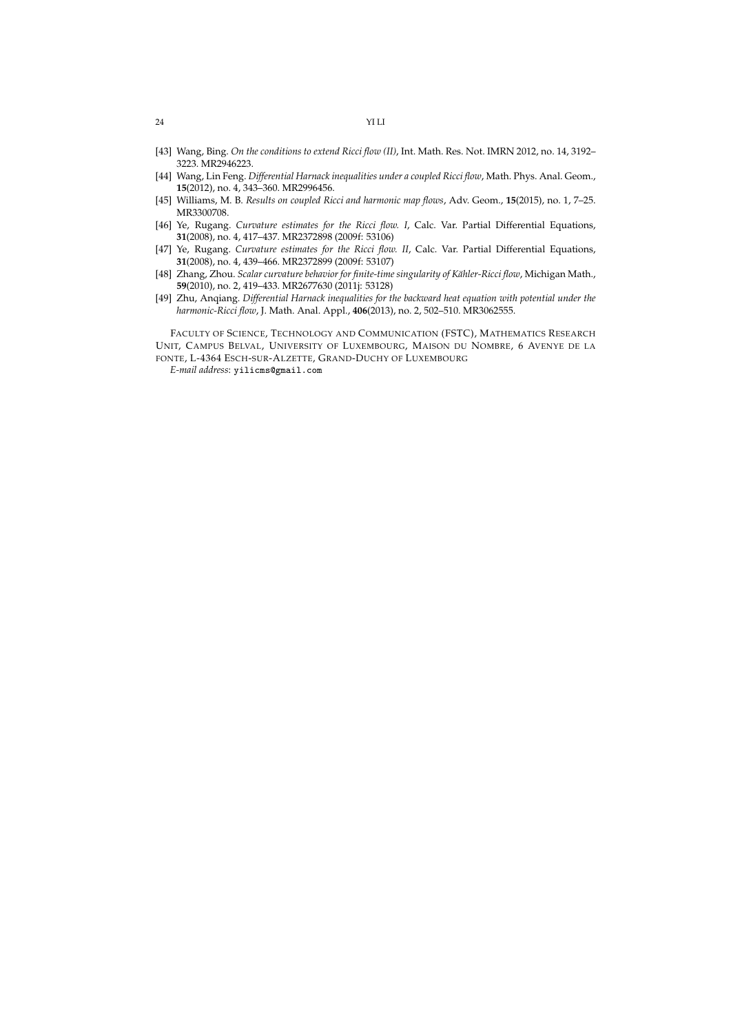[43] Wang, Bing. *On the conditions to extend Ricci flow (II)*, Int. Math. Res. Not. IMRN 2012, no. 14, 3192–3223. MR2946223.

[44] Wang, Lin Feng. *Differential Harnack inequalities under a coupled Ricci flow*, Math. Phys. Anal. Geom., **15**(2012), no. 4, 343–360. MR2996456.

[45] Williams, M. B. *Results on coupled Ricci and harmonic map flows*, Adv. Geom., **15**(2015), no. 1, 7–25. MR3300708.

[46] Ye, Rugang. *Curvature estimates for the Ricci flow. I*, Calc. Var. Partial Differential Equations, **31**(2008), no. 4, 417–437. MR2372898 (2009f: 53106)

[47] Ye, Rugang. *Curvature estimates for the Ricci flow. II*, Calc. Var. Partial Differential Equations, **31**(2008), no. 4, 439–466. MR2372899 (2009f: 53107)

[48] Zhang, Zhou. *Scalar curvature behavior for finite-time singularity of Kähler-Ricci flow*, Michigan Math., **59**(2010), no. 2, 419–433. MR2677630 (2011j: 53128)

[49] Zhu, Anqiang. *Differential Harnack inequalities for the backward heat equation with potential under the harmonic-Ricci flow*, J. Math. Anal. Appl., **406**(2013), no. 2, 502–510. MR3062555.

Faculty of Science, Technology and Communication (FSTC), Mathematics Research Unit, Campus Belval, University of Luxembourg, Maison du Nombre, 6 Avenye de la Fonte, L-4364 Esch-sur-Alzette, Grand-Duchy of Luxembourg

*E-mail address*: `yilicms@gmail.com`